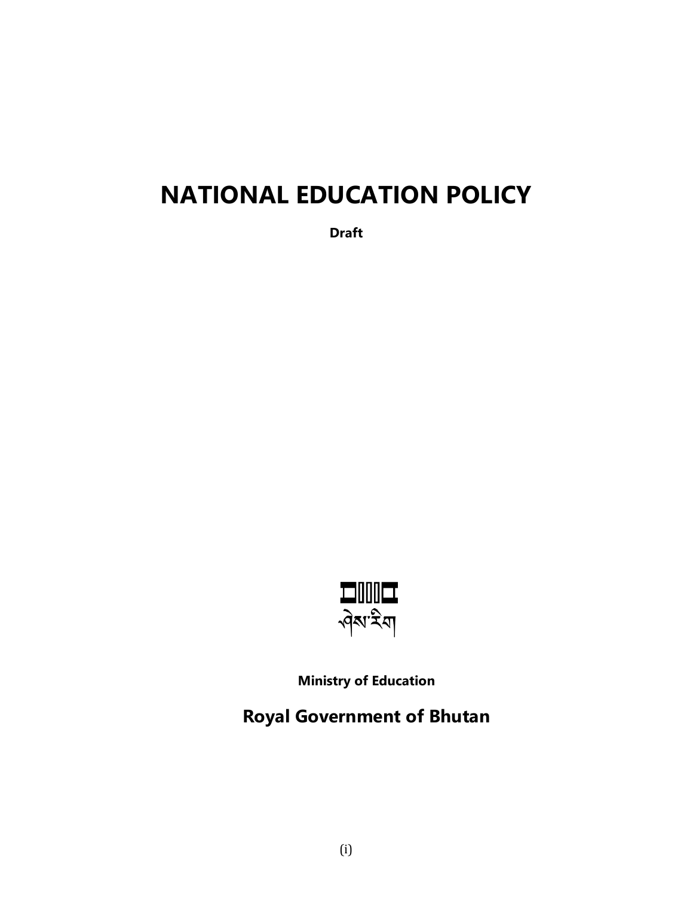# NATIONAL EDUCATION POLICY

**Draft**

ཤེས་རིག

**Ministry of Education**

**Royal Government of Bhutan**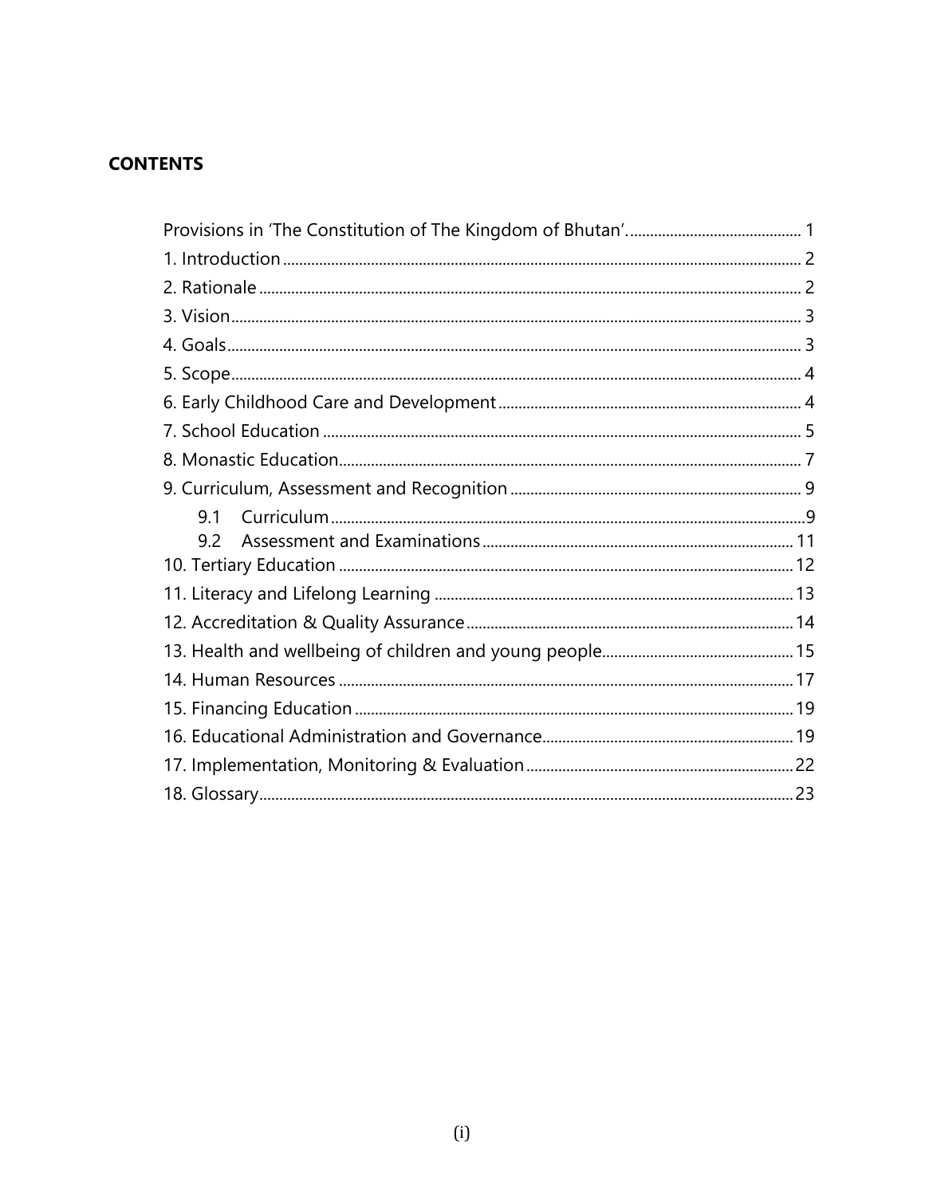## CONTENTS

- Provisions in 'The Constitution of The Kingdom of Bhutan'. .......... 1
- 1. Introduction .......... 2
- 2. Rationale .......... 2
- 3. Vision .......... 3
- 4. Goals .......... 3
- 5. Scope .......... 4
- 6. Early Childhood Care and Development .......... 4
- 7. School Education .......... 5
- 8. Monastic Education .......... 7
- 9. Curriculum, Assessment and Recognition .......... 9
  - 9.1 Curriculum .......... 9
  - 9.2 Assessment and Examinations .......... 11
- 10. Tertiary Education .......... 12
- 11. Literacy and Lifelong Learning .......... 13
- 12. Accreditation & Quality Assurance .......... 14
- 13. Health and wellbeing of children and young people .......... 15
- 14. Human Resources .......... 17
- 15. Financing Education .......... 19
- 16. Educational Administration and Governance .......... 19
- 17. Implementation, Monitoring & Evaluation .......... 22
- 18. Glossary .......... 23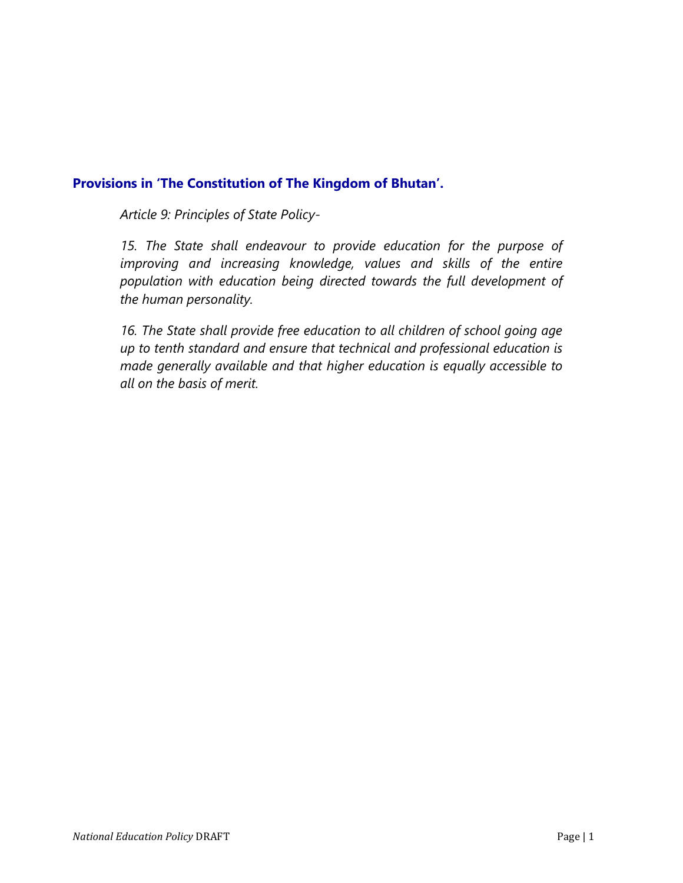## Provisions in 'The Constitution of The Kingdom of Bhutan'.

*Article 9: Principles of State Policy-*

*15. The State shall endeavour to provide education for the purpose of improving and increasing knowledge, values and skills of the entire population with education being directed towards the full development of the human personality.*

*16. The State shall provide free education to all children of school going age up to tenth standard and ensure that technical and professional education is made generally available and that higher education is equally accessible to all on the basis of merit.*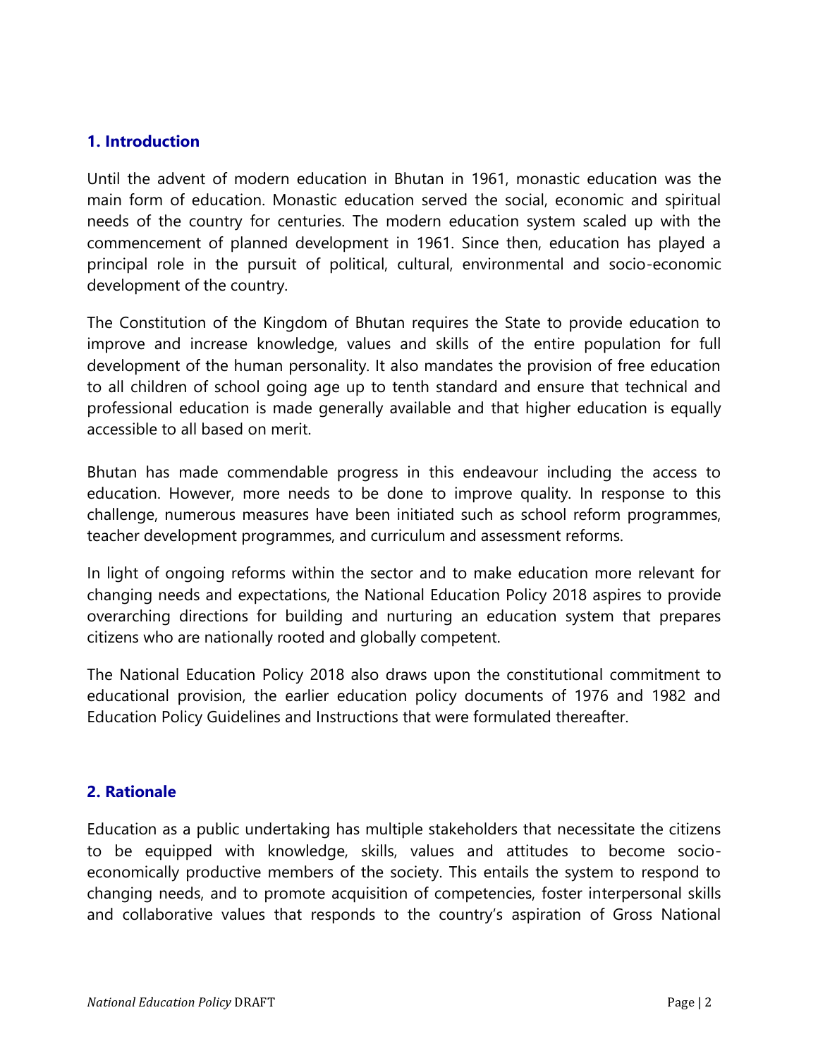## 1. Introduction

Until the advent of modern education in Bhutan in 1961, monastic education was the main form of education. Monastic education served the social, economic and spiritual needs of the country for centuries. The modern education system scaled up with the commencement of planned development in 1961. Since then, education has played a principal role in the pursuit of political, cultural, environmental and socio-economic development of the country.

The Constitution of the Kingdom of Bhutan requires the State to provide education to improve and increase knowledge, values and skills of the entire population for full development of the human personality. It also mandates the provision of free education to all children of school going age up to tenth standard and ensure that technical and professional education is made generally available and that higher education is equally accessible to all based on merit.

Bhutan has made commendable progress in this endeavour including the access to education. However, more needs to be done to improve quality. In response to this challenge, numerous measures have been initiated such as school reform programmes, teacher development programmes, and curriculum and assessment reforms.

In light of ongoing reforms within the sector and to make education more relevant for changing needs and expectations, the National Education Policy 2018 aspires to provide overarching directions for building and nurturing an education system that prepares citizens who are nationally rooted and globally competent.

The National Education Policy 2018 also draws upon the constitutional commitment to educational provision, the earlier education policy documents of 1976 and 1982 and Education Policy Guidelines and Instructions that were formulated thereafter.

## 2. Rationale

Education as a public undertaking has multiple stakeholders that necessitate the citizens to be equipped with knowledge, skills, values and attitudes to become socio-economically productive members of the society. This entails the system to respond to changing needs, and to promote acquisition of competencies, foster interpersonal skills and collaborative values that responds to the country's aspiration of Gross National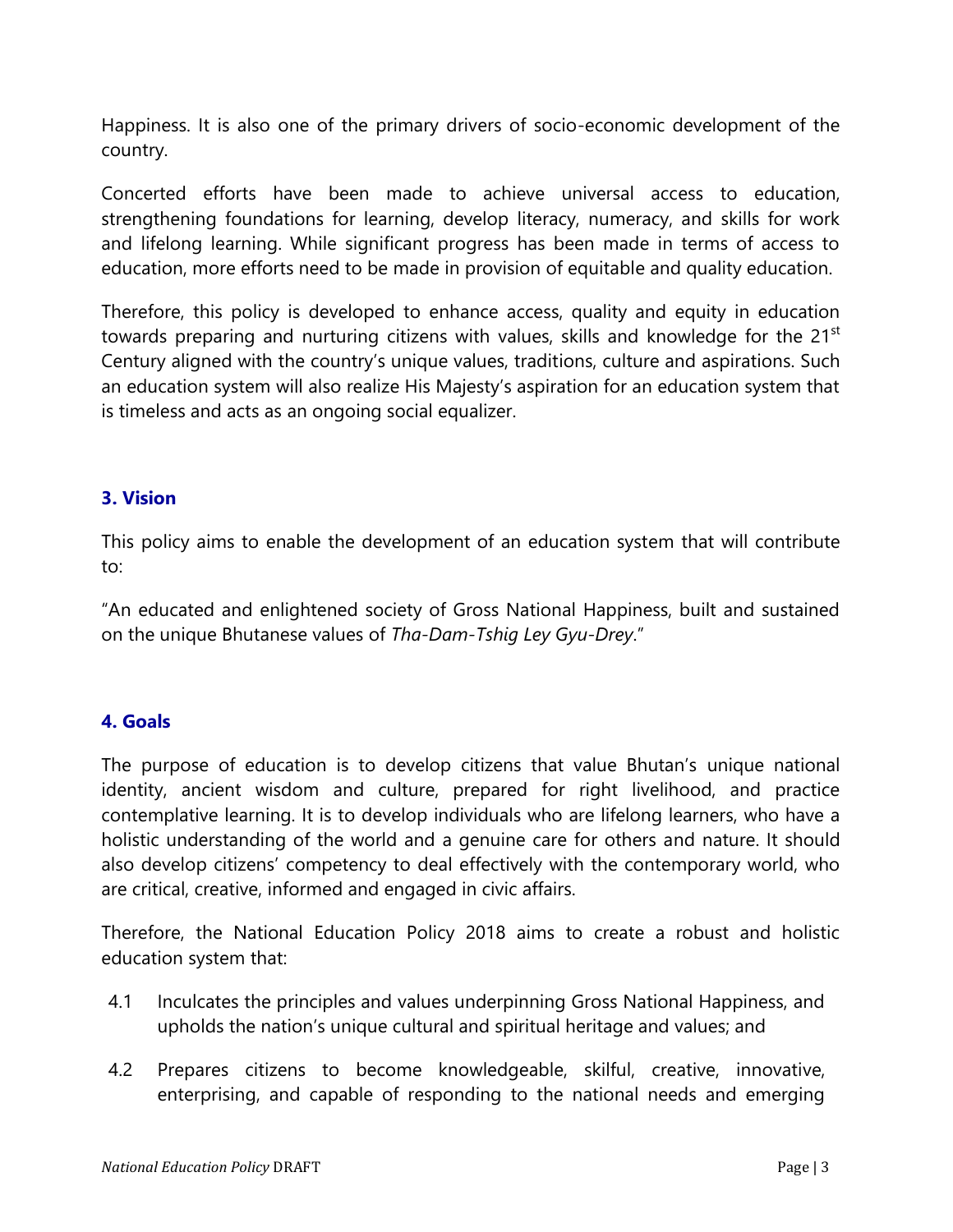Happiness. It is also one of the primary drivers of socio-economic development of the country.

Concerted efforts have been made to achieve universal access to education, strengthening foundations for learning, develop literacy, numeracy, and skills for work and lifelong learning. While significant progress has been made in terms of access to education, more efforts need to be made in provision of equitable and quality education.

Therefore, this policy is developed to enhance access, quality and equity in education towards preparing and nurturing citizens with values, skills and knowledge for the 21st Century aligned with the country's unique values, traditions, culture and aspirations. Such an education system will also realize His Majesty's aspiration for an education system that is timeless and acts as an ongoing social equalizer.

## 3. Vision

This policy aims to enable the development of an education system that will contribute to:

"An educated and enlightened society of Gross National Happiness, built and sustained on the unique Bhutanese values of *Tha-Dam-Tshig Ley Gyu-Drey*."

## 4. Goals

The purpose of education is to develop citizens that value Bhutan's unique national identity, ancient wisdom and culture, prepared for right livelihood, and practice contemplative learning. It is to develop individuals who are lifelong learners, who have a holistic understanding of the world and a genuine care for others and nature. It should also develop citizens' competency to deal effectively with the contemporary world, who are critical, creative, informed and engaged in civic affairs.

Therefore, the National Education Policy 2018 aims to create a robust and holistic education system that:

4.1 Inculcates the principles and values underpinning Gross National Happiness, and upholds the nation's unique cultural and spiritual heritage and values; and

4.2 Prepares citizens to become knowledgeable, skilful, creative, innovative, enterprising, and capable of responding to the national needs and emerging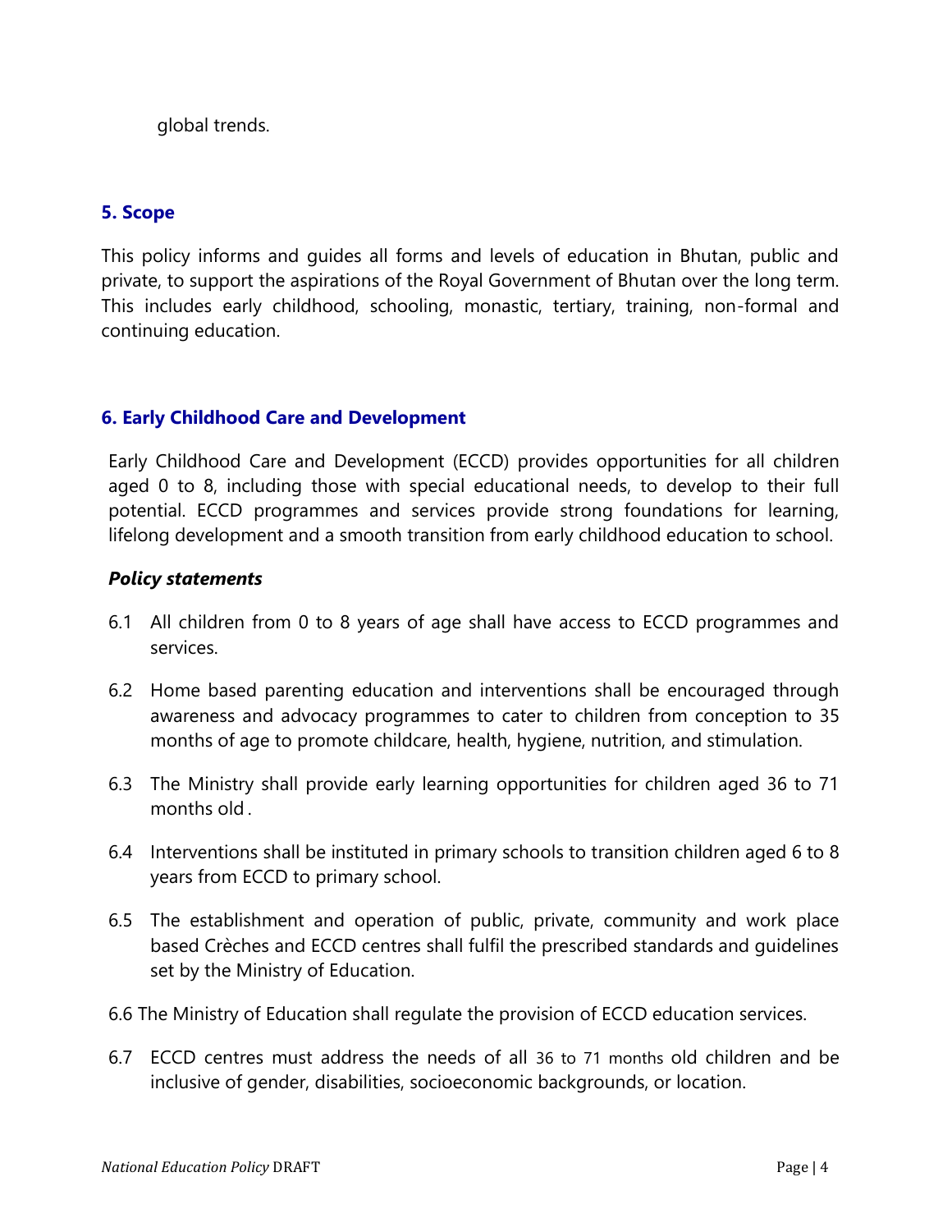global trends.

## 5. Scope

This policy informs and guides all forms and levels of education in Bhutan, public and private, to support the aspirations of the Royal Government of Bhutan over the long term. This includes early childhood, schooling, monastic, tertiary, training, non-formal and continuing education.

## 6. Early Childhood Care and Development

Early Childhood Care and Development (ECCD) provides opportunities for all children aged 0 to 8, including those with special educational needs, to develop to their full potential. ECCD programmes and services provide strong foundations for learning, lifelong development and a smooth transition from early childhood education to school.

***Policy statements***

6.1 All children from 0 to 8 years of age shall have access to ECCD programmes and services.

6.2 Home based parenting education and interventions shall be encouraged through awareness and advocacy programmes to cater to children from conception to 35 months of age to promote childcare, health, hygiene, nutrition, and stimulation.

6.3 The Ministry shall provide early learning opportunities for children aged 36 to 71 months old .

6.4 Interventions shall be instituted in primary schools to transition children aged 6 to 8 years from ECCD to primary school.

6.5 The establishment and operation of public, private, community and work place based Crèches and ECCD centres shall fulfil the prescribed standards and guidelines set by the Ministry of Education.

6.6 The Ministry of Education shall regulate the provision of ECCD education services.

6.7 ECCD centres must address the needs of all 36 to 71 months old children and be inclusive of gender, disabilities, socioeconomic backgrounds, or location.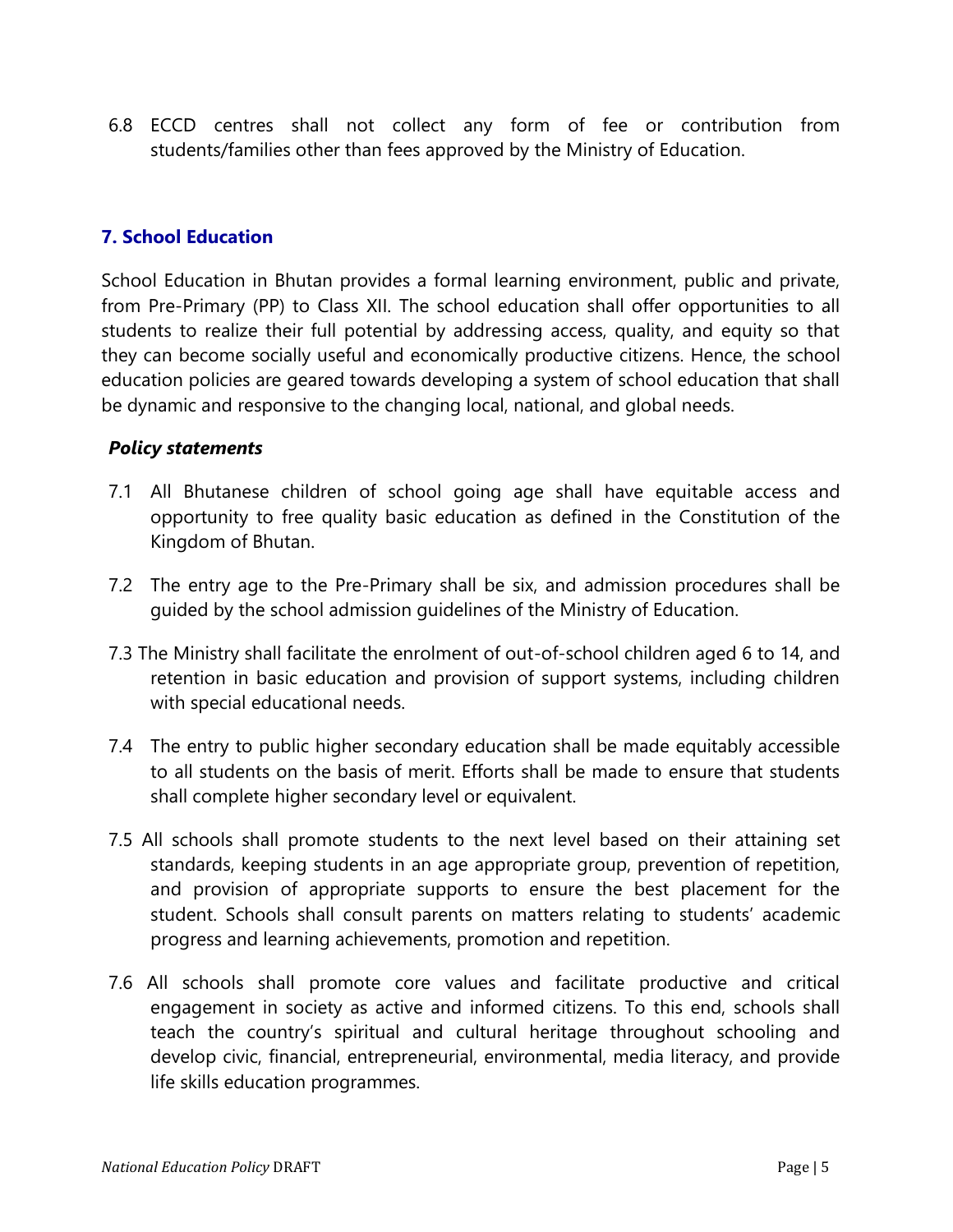6.8 ECCD centres shall not collect any form of fee or contribution from students/families other than fees approved by the Ministry of Education.

## 7. School Education

School Education in Bhutan provides a formal learning environment, public and private, from Pre-Primary (PP) to Class XII. The school education shall offer opportunities to all students to realize their full potential by addressing access, quality, and equity so that they can become socially useful and economically productive citizens. Hence, the school education policies are geared towards developing a system of school education that shall be dynamic and responsive to the changing local, national, and global needs.

***Policy statements***

7.1 All Bhutanese children of school going age shall have equitable access and opportunity to free quality basic education as defined in the Constitution of the Kingdom of Bhutan.

7.2 The entry age to the Pre-Primary shall be six, and admission procedures shall be guided by the school admission guidelines of the Ministry of Education.

7.3 The Ministry shall facilitate the enrolment of out-of-school children aged 6 to 14, and retention in basic education and provision of support systems, including children with special educational needs.

7.4 The entry to public higher secondary education shall be made equitably accessible to all students on the basis of merit. Efforts shall be made to ensure that students shall complete higher secondary level or equivalent.

7.5 All schools shall promote students to the next level based on their attaining set standards, keeping students in an age appropriate group, prevention of repetition, and provision of appropriate supports to ensure the best placement for the student. Schools shall consult parents on matters relating to students' academic progress and learning achievements, promotion and repetition.

7.6 All schools shall promote core values and facilitate productive and critical engagement in society as active and informed citizens. To this end, schools shall teach the country's spiritual and cultural heritage throughout schooling and develop civic, financial, entrepreneurial, environmental, media literacy, and provide life skills education programmes.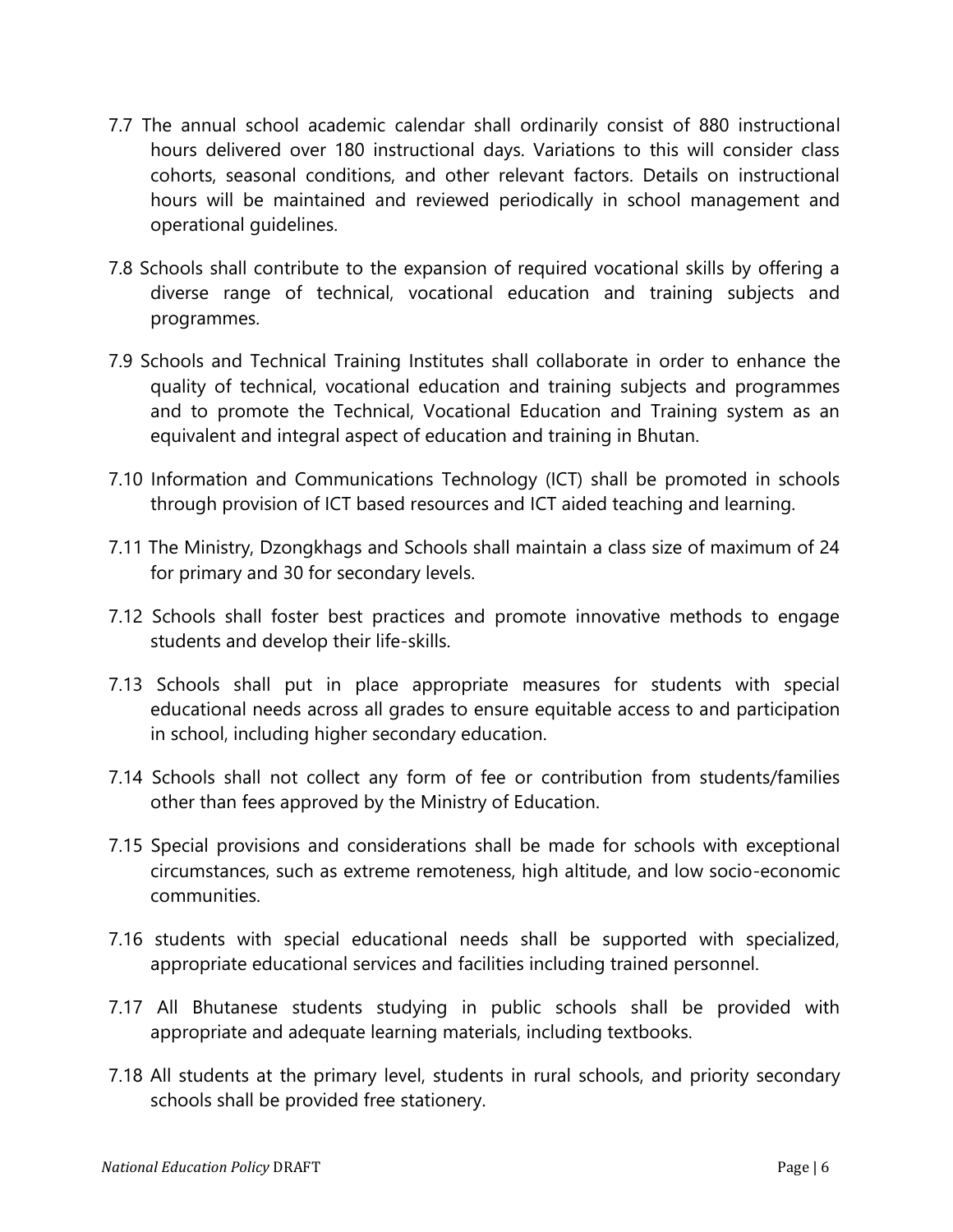7.7 The annual school academic calendar shall ordinarily consist of 880 instructional hours delivered over 180 instructional days. Variations to this will consider class cohorts, seasonal conditions, and other relevant factors. Details on instructional hours will be maintained and reviewed periodically in school management and operational guidelines.

7.8 Schools shall contribute to the expansion of required vocational skills by offering a diverse range of technical, vocational education and training subjects and programmes.

7.9 Schools and Technical Training Institutes shall collaborate in order to enhance the quality of technical, vocational education and training subjects and programmes and to promote the Technical, Vocational Education and Training system as an equivalent and integral aspect of education and training in Bhutan.

7.10 Information and Communications Technology (ICT) shall be promoted in schools through provision of ICT based resources and ICT aided teaching and learning.

7.11 The Ministry, Dzongkhags and Schools shall maintain a class size of maximum of 24 for primary and 30 for secondary levels.

7.12 Schools shall foster best practices and promote innovative methods to engage students and develop their life-skills.

7.13 Schools shall put in place appropriate measures for students with special educational needs across all grades to ensure equitable access to and participation in school, including higher secondary education.

7.14 Schools shall not collect any form of fee or contribution from students/families other than fees approved by the Ministry of Education.

7.15 Special provisions and considerations shall be made for schools with exceptional circumstances, such as extreme remoteness, high altitude, and low socio-economic communities.

7.16 students with special educational needs shall be supported with specialized, appropriate educational services and facilities including trained personnel.

7.17 All Bhutanese students studying in public schools shall be provided with appropriate and adequate learning materials, including textbooks.

7.18 All students at the primary level, students in rural schools, and priority secondary schools shall be provided free stationery.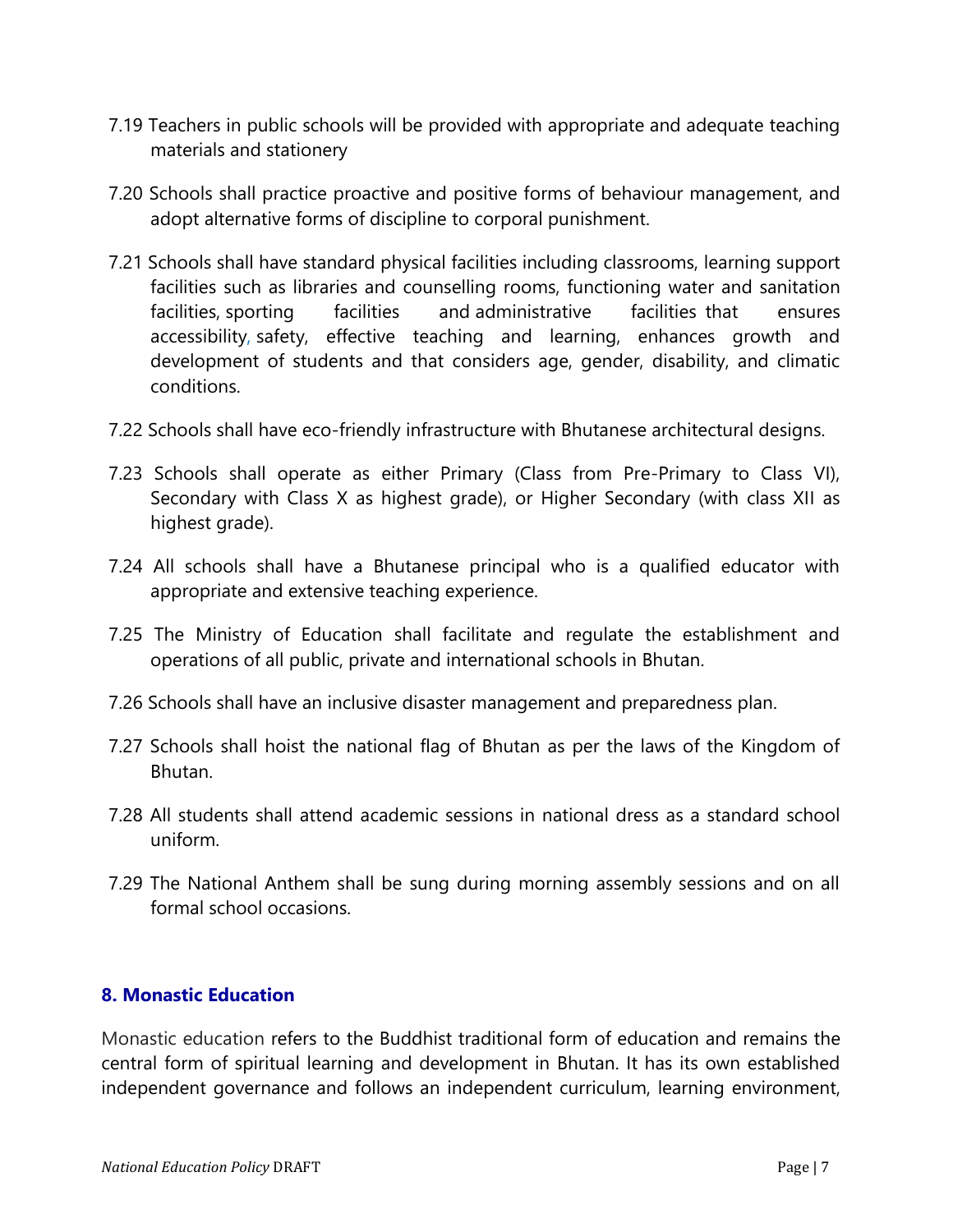7.19 Teachers in public schools will be provided with appropriate and adequate teaching materials and stationery

7.20 Schools shall practice proactive and positive forms of behaviour management, and adopt alternative forms of discipline to corporal punishment.

7.21 Schools shall have standard physical facilities including classrooms, learning support facilities such as libraries and counselling rooms, functioning water and sanitation facilities, sporting facilities and administrative facilities that ensures accessibility, safety, effective teaching and learning, enhances growth and development of students and that considers age, gender, disability, and climatic conditions.

7.22 Schools shall have eco-friendly infrastructure with Bhutanese architectural designs.

7.23 Schools shall operate as either Primary (Class from Pre-Primary to Class VI), Secondary with Class X as highest grade), or Higher Secondary (with class XII as highest grade).

7.24 All schools shall have a Bhutanese principal who is a qualified educator with appropriate and extensive teaching experience.

7.25 The Ministry of Education shall facilitate and regulate the establishment and operations of all public, private and international schools in Bhutan.

7.26 Schools shall have an inclusive disaster management and preparedness plan.

7.27 Schools shall hoist the national flag of Bhutan as per the laws of the Kingdom of Bhutan.

7.28 All students shall attend academic sessions in national dress as a standard school uniform.

7.29 The National Anthem shall be sung during morning assembly sessions and on all formal school occasions.

## 8. Monastic Education

Monastic education refers to the Buddhist traditional form of education and remains the central form of spiritual learning and development in Bhutan. It has its own established independent governance and follows an independent curriculum, learning environment,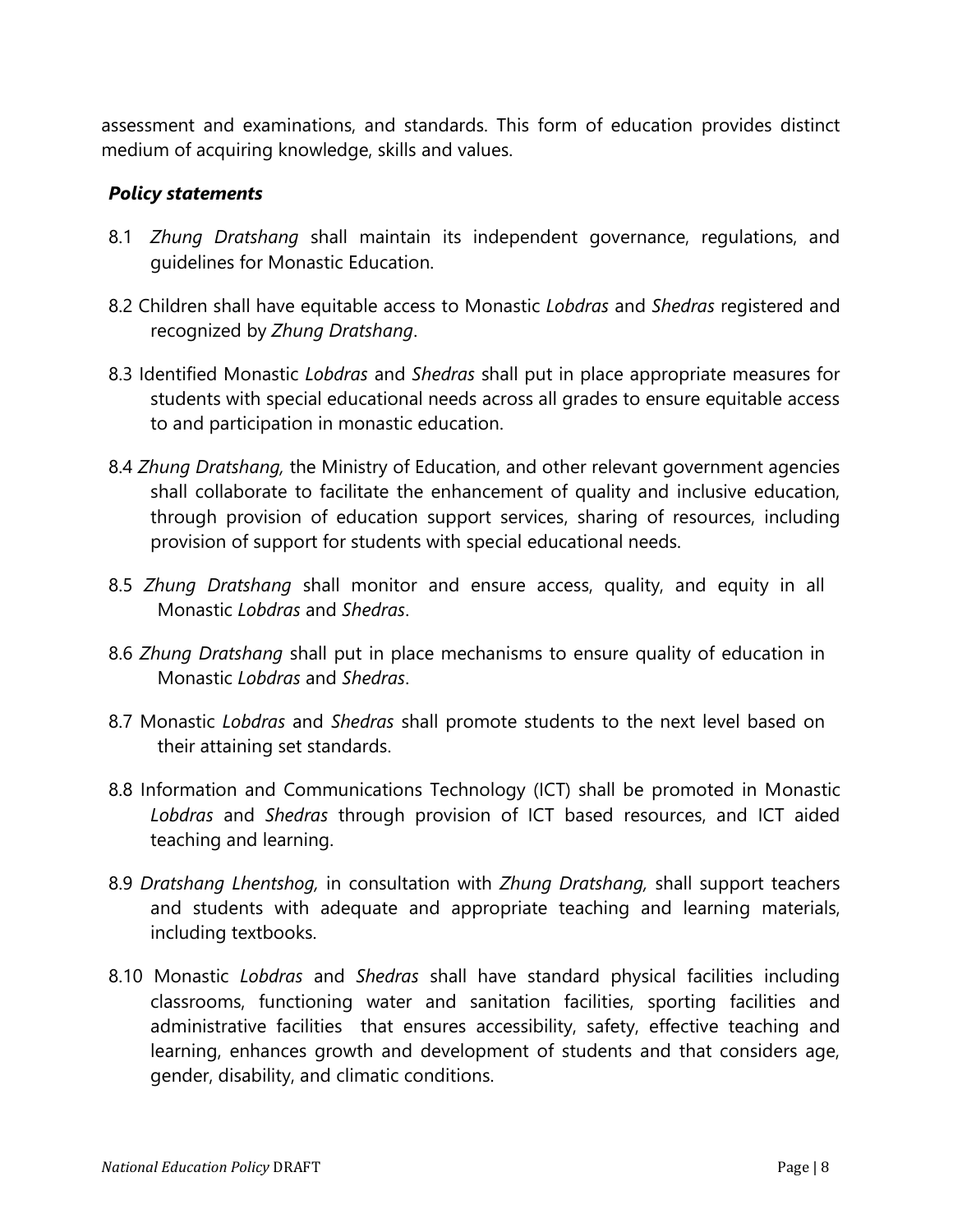assessment and examinations, and standards. This form of education provides distinct medium of acquiring knowledge, skills and values.

***Policy statements***

8.1 *Zhung Dratshang* shall maintain its independent governance, regulations, and guidelines for Monastic Education.

8.2 Children shall have equitable access to Monastic *Lobdras* and *Shedras* registered and recognized by *Zhung Dratshang*.

8.3 Identified Monastic *Lobdras* and *Shedras* shall put in place appropriate measures for students with special educational needs across all grades to ensure equitable access to and participation in monastic education.

8.4 *Zhung Dratshang,* the Ministry of Education, and other relevant government agencies shall collaborate to facilitate the enhancement of quality and inclusive education, through provision of education support services, sharing of resources, including provision of support for students with special educational needs.

8.5 *Zhung Dratshang* shall monitor and ensure access, quality, and equity in all Monastic *Lobdras* and *Shedras*.

8.6 *Zhung Dratshang* shall put in place mechanisms to ensure quality of education in Monastic *Lobdras* and *Shedras*.

8.7 Monastic *Lobdras* and *Shedras* shall promote students to the next level based on their attaining set standards.

8.8 Information and Communications Technology (ICT) shall be promoted in Monastic *Lobdras* and *Shedras* through provision of ICT based resources, and ICT aided teaching and learning.

8.9 *Dratshang Lhentshog,* in consultation with *Zhung Dratshang,* shall support teachers and students with adequate and appropriate teaching and learning materials, including textbooks.

8.10 Monastic *Lobdras* and *Shedras* shall have standard physical facilities including classrooms, functioning water and sanitation facilities, sporting facilities and administrative facilities that ensures accessibility, safety, effective teaching and learning, enhances growth and development of students and that considers age, gender, disability, and climatic conditions.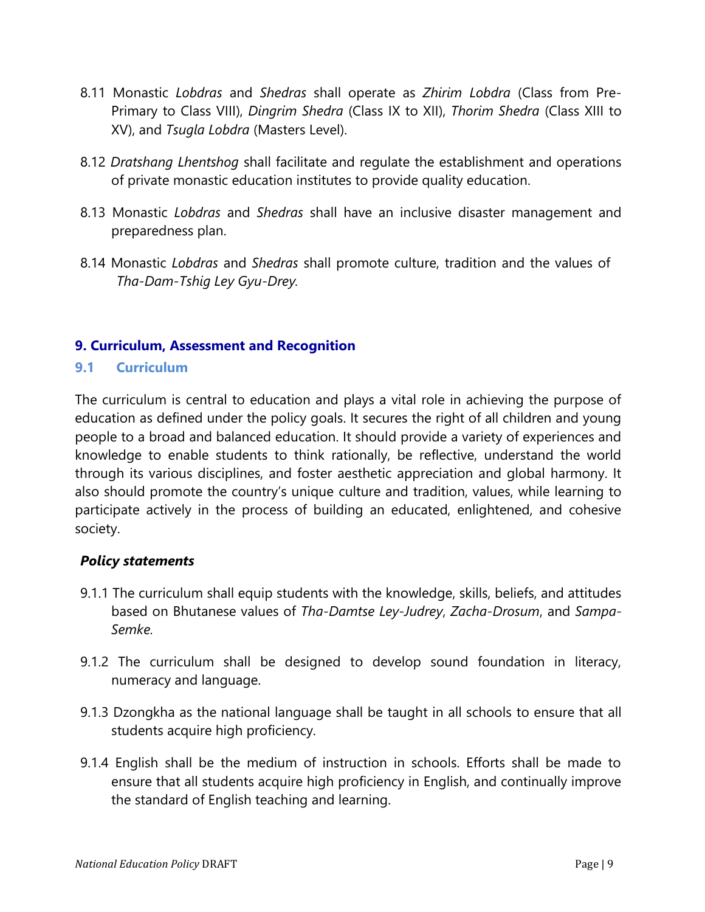8.11 Monastic *Lobdras* and *Shedras* shall operate as *Zhirim Lobdra* (Class from Pre-Primary to Class VIII), *Dingrim Shedra* (Class IX to XII), *Thorim Shedra* (Class XIII to XV), and *Tsugla Lobdra* (Masters Level).

8.12 *Dratshang Lhentshog* shall facilitate and regulate the establishment and operations of private monastic education institutes to provide quality education.

8.13 Monastic *Lobdras* and *Shedras* shall have an inclusive disaster management and preparedness plan.

8.14 Monastic *Lobdras* and *Shedras* shall promote culture, tradition and the values of *Tha-Dam-Tshig Ley Gyu-Drey.*

## 9. Curriculum, Assessment and Recognition

### 9.1 Curriculum

The curriculum is central to education and plays a vital role in achieving the purpose of education as defined under the policy goals. It secures the right of all children and young people to a broad and balanced education. It should provide a variety of experiences and knowledge to enable students to think rationally, be reflective, understand the world through its various disciplines, and foster aesthetic appreciation and global harmony. It also should promote the country's unique culture and tradition, values, while learning to participate actively in the process of building an educated, enlightened, and cohesive society.

***Policy statements***

9.1.1 The curriculum shall equip students with the knowledge, skills, beliefs, and attitudes based on Bhutanese values of *Tha-Damtse Ley-Judrey*, *Zacha-Drosum*, and *Sampa-Semke.*

9.1.2 The curriculum shall be designed to develop sound foundation in literacy, numeracy and language.

9.1.3 Dzongkha as the national language shall be taught in all schools to ensure that all students acquire high proficiency.

9.1.4 English shall be the medium of instruction in schools. Efforts shall be made to ensure that all students acquire high proficiency in English, and continually improve the standard of English teaching and learning.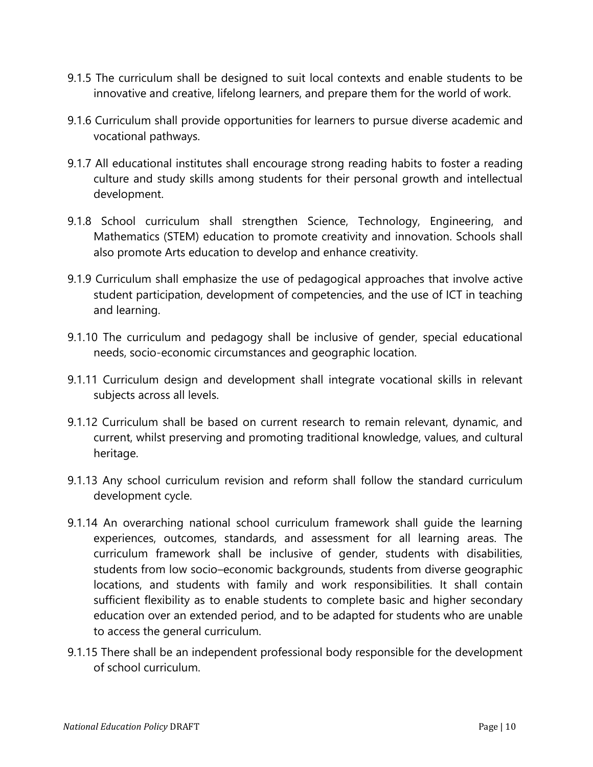9.1.5 The curriculum shall be designed to suit local contexts and enable students to be innovative and creative, lifelong learners, and prepare them for the world of work.

9.1.6 Curriculum shall provide opportunities for learners to pursue diverse academic and vocational pathways.

9.1.7 All educational institutes shall encourage strong reading habits to foster a reading culture and study skills among students for their personal growth and intellectual development.

9.1.8 School curriculum shall strengthen Science, Technology, Engineering, and Mathematics (STEM) education to promote creativity and innovation. Schools shall also promote Arts education to develop and enhance creativity.

9.1.9 Curriculum shall emphasize the use of pedagogical approaches that involve active student participation, development of competencies, and the use of ICT in teaching and learning.

9.1.10 The curriculum and pedagogy shall be inclusive of gender, special educational needs, socio-economic circumstances and geographic location.

9.1.11 Curriculum design and development shall integrate vocational skills in relevant subjects across all levels.

9.1.12 Curriculum shall be based on current research to remain relevant, dynamic, and current, whilst preserving and promoting traditional knowledge, values, and cultural heritage.

9.1.13 Any school curriculum revision and reform shall follow the standard curriculum development cycle.

9.1.14 An overarching national school curriculum framework shall guide the learning experiences, outcomes, standards, and assessment for all learning areas. The curriculum framework shall be inclusive of gender, students with disabilities, students from low socio–economic backgrounds, students from diverse geographic locations, and students with family and work responsibilities. It shall contain sufficient flexibility as to enable students to complete basic and higher secondary education over an extended period, and to be adapted for students who are unable to access the general curriculum.

9.1.15 There shall be an independent professional body responsible for the development of school curriculum.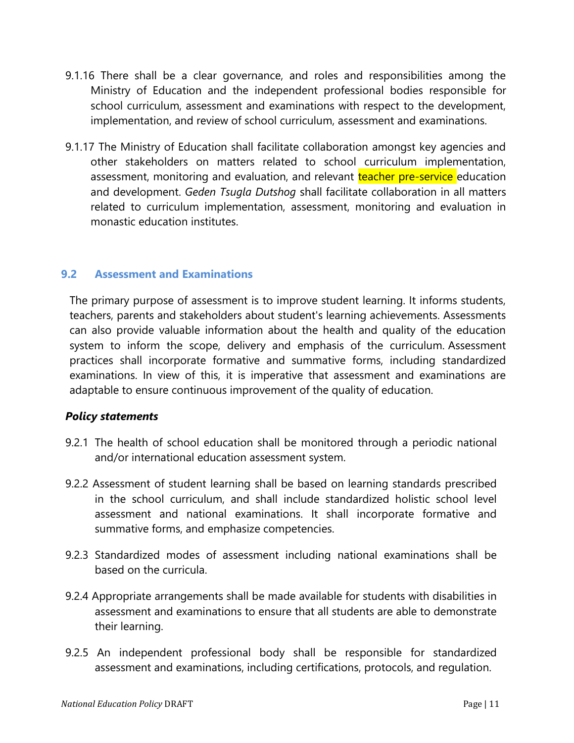9.1.16 There shall be a clear governance, and roles and responsibilities among the Ministry of Education and the independent professional bodies responsible for school curriculum, assessment and examinations with respect to the development, implementation, and review of school curriculum, assessment and examinations.

9.1.17 The Ministry of Education shall facilitate collaboration amongst key agencies and other stakeholders on matters related to school curriculum implementation, assessment, monitoring and evaluation, and relevant teacher pre-service education and development. *Geden Tsugla Dutshog* shall facilitate collaboration in all matters related to curriculum implementation, assessment, monitoring and evaluation in monastic education institutes.

## 9.2 Assessment and Examinations

The primary purpose of assessment is to improve student learning. It informs students, teachers, parents and stakeholders about student's learning achievements. Assessments can also provide valuable information about the health and quality of the education system to inform the scope, delivery and emphasis of the curriculum. Assessment practices shall incorporate formative and summative forms, including standardized examinations. In view of this, it is imperative that assessment and examinations are adaptable to ensure continuous improvement of the quality of education.

***Policy statements***

9.2.1 The health of school education shall be monitored through a periodic national and/or international education assessment system.

9.2.2 Assessment of student learning shall be based on learning standards prescribed in the school curriculum, and shall include standardized holistic school level assessment and national examinations. It shall incorporate formative and summative forms, and emphasize competencies.

9.2.3 Standardized modes of assessment including national examinations shall be based on the curricula.

9.2.4 Appropriate arrangements shall be made available for students with disabilities in assessment and examinations to ensure that all students are able to demonstrate their learning.

9.2.5 An independent professional body shall be responsible for standardized assessment and examinations, including certifications, protocols, and regulation.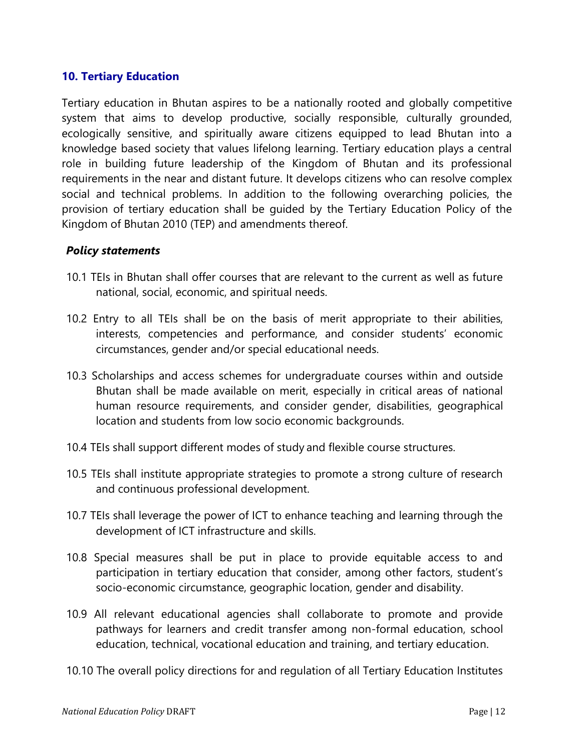## 10. Tertiary Education

Tertiary education in Bhutan aspires to be a nationally rooted and globally competitive system that aims to develop productive, socially responsible, culturally grounded, ecologically sensitive, and spiritually aware citizens equipped to lead Bhutan into a knowledge based society that values lifelong learning. Tertiary education plays a central role in building future leadership of the Kingdom of Bhutan and its professional requirements in the near and distant future. It develops citizens who can resolve complex social and technical problems. In addition to the following overarching policies, the provision of tertiary education shall be guided by the Tertiary Education Policy of the Kingdom of Bhutan 2010 (TEP) and amendments thereof.

### *Policy statements*

10.1 TEIs in Bhutan shall offer courses that are relevant to the current as well as future national, social, economic, and spiritual needs.

10.2 Entry to all TEIs shall be on the basis of merit appropriate to their abilities, interests, competencies and performance, and consider students' economic circumstances, gender and/or special educational needs.

10.3 Scholarships and access schemes for undergraduate courses within and outside Bhutan shall be made available on merit, especially in critical areas of national human resource requirements, and consider gender, disabilities, geographical location and students from low socio economic backgrounds.

10.4 TEIs shall support different modes of study and flexible course structures.

10.5 TEIs shall institute appropriate strategies to promote a strong culture of research and continuous professional development.

10.7 TEIs shall leverage the power of ICT to enhance teaching and learning through the development of ICT infrastructure and skills.

10.8 Special measures shall be put in place to provide equitable access to and participation in tertiary education that consider, among other factors, student's socio-economic circumstance, geographic location, gender and disability.

10.9 All relevant educational agencies shall collaborate to promote and provide pathways for learners and credit transfer among non-formal education, school education, technical, vocational education and training, and tertiary education.

10.10 The overall policy directions for and regulation of all Tertiary Education Institutes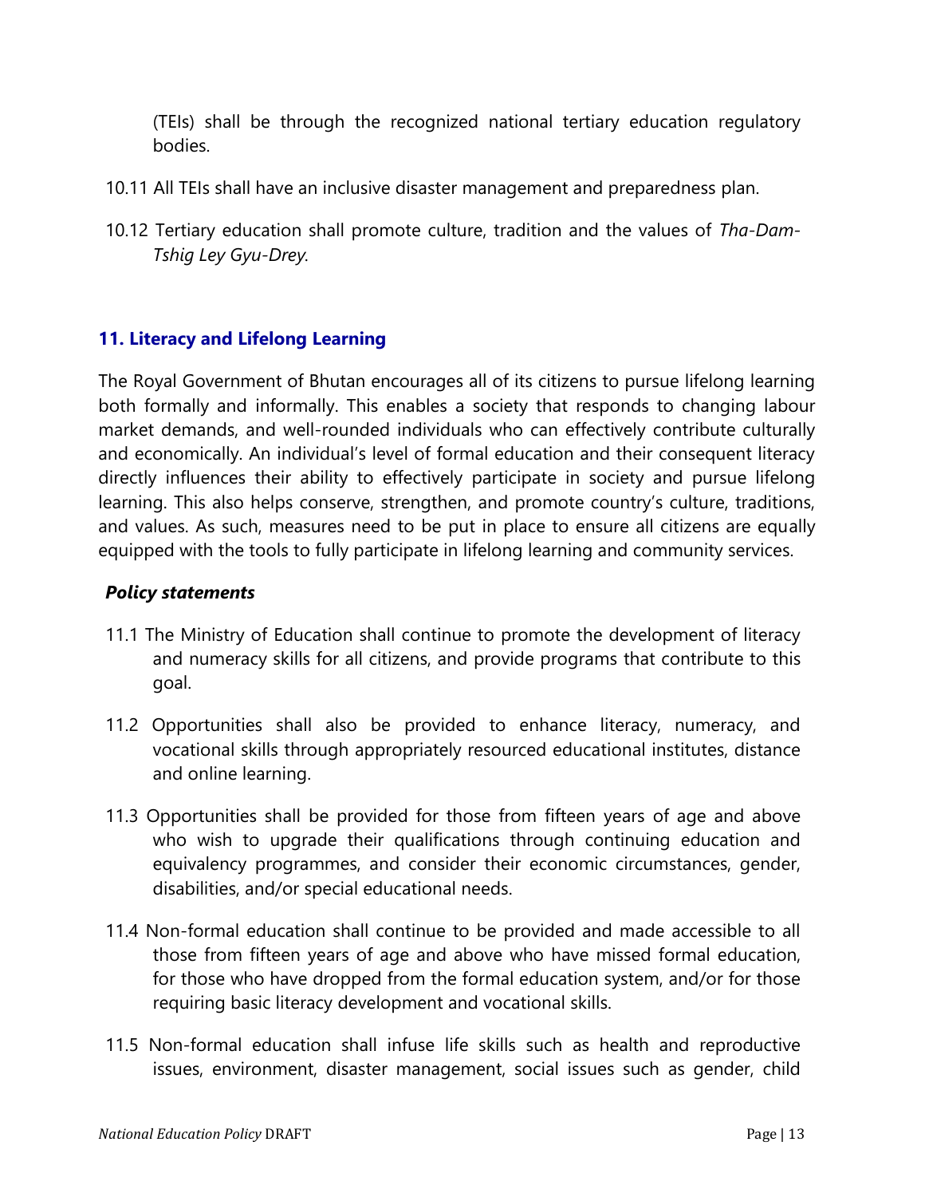(TEIs) shall be through the recognized national tertiary education regulatory bodies.

10.11 All TEIs shall have an inclusive disaster management and preparedness plan.

10.12 Tertiary education shall promote culture, tradition and the values of *Tha-Dam-Tshig Ley Gyu-Drey*.

## 11. Literacy and Lifelong Learning

The Royal Government of Bhutan encourages all of its citizens to pursue lifelong learning both formally and informally. This enables a society that responds to changing labour market demands, and well-rounded individuals who can effectively contribute culturally and economically. An individual's level of formal education and their consequent literacy directly influences their ability to effectively participate in society and pursue lifelong learning. This also helps conserve, strengthen, and promote country's culture, traditions, and values. As such, measures need to be put in place to ensure all citizens are equally equipped with the tools to fully participate in lifelong learning and community services.

***Policy statements***

11.1 The Ministry of Education shall continue to promote the development of literacy and numeracy skills for all citizens, and provide programs that contribute to this goal.

11.2 Opportunities shall also be provided to enhance literacy, numeracy, and vocational skills through appropriately resourced educational institutes, distance and online learning.

11.3 Opportunities shall be provided for those from fifteen years of age and above who wish to upgrade their qualifications through continuing education and equivalency programmes, and consider their economic circumstances, gender, disabilities, and/or special educational needs.

11.4 Non-formal education shall continue to be provided and made accessible to all those from fifteen years of age and above who have missed formal education, for those who have dropped from the formal education system, and/or for those requiring basic literacy development and vocational skills.

11.5 Non-formal education shall infuse life skills such as health and reproductive issues, environment, disaster management, social issues such as gender, child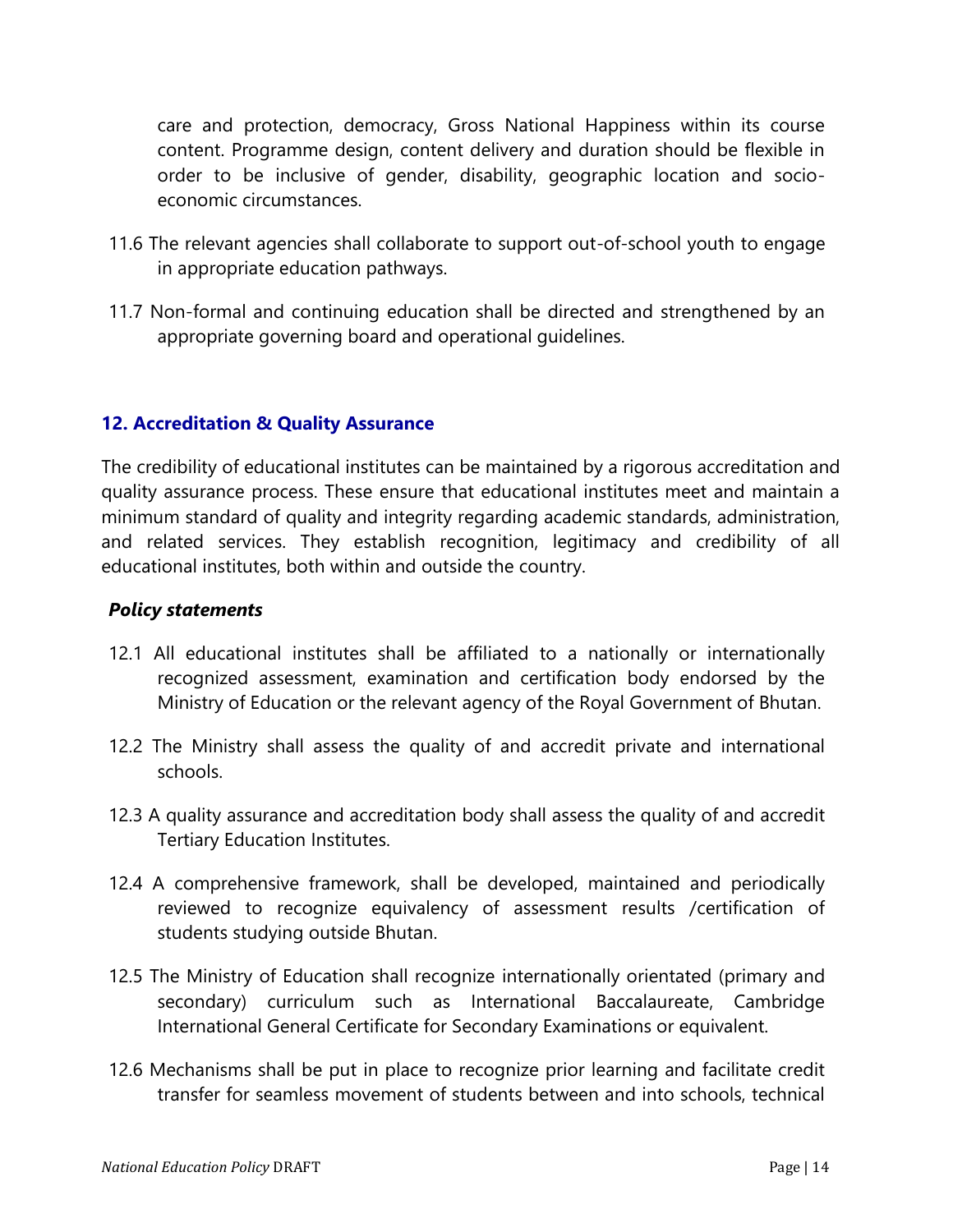care and protection, democracy, Gross National Happiness within its course content. Programme design, content delivery and duration should be flexible in order to be inclusive of gender, disability, geographic location and socio-economic circumstances.

11.6 The relevant agencies shall collaborate to support out-of-school youth to engage in appropriate education pathways.

11.7 Non-formal and continuing education shall be directed and strengthened by an appropriate governing board and operational guidelines.

## 12. Accreditation & Quality Assurance

The credibility of educational institutes can be maintained by a rigorous accreditation and quality assurance process. These ensure that educational institutes meet and maintain a minimum standard of quality and integrity regarding academic standards, administration, and related services. They establish recognition, legitimacy and credibility of all educational institutes, both within and outside the country.

***Policy statements***

12.1 All educational institutes shall be affiliated to a nationally or internationally recognized assessment, examination and certification body endorsed by the Ministry of Education or the relevant agency of the Royal Government of Bhutan.

12.2 The Ministry shall assess the quality of and accredit private and international schools.

12.3 A quality assurance and accreditation body shall assess the quality of and accredit Tertiary Education Institutes.

12.4 A comprehensive framework, shall be developed, maintained and periodically reviewed to recognize equivalency of assessment results /certification of students studying outside Bhutan.

12.5 The Ministry of Education shall recognize internationally orientated (primary and secondary) curriculum such as International Baccalaureate, Cambridge International General Certificate for Secondary Examinations or equivalent.

12.6 Mechanisms shall be put in place to recognize prior learning and facilitate credit transfer for seamless movement of students between and into schools, technical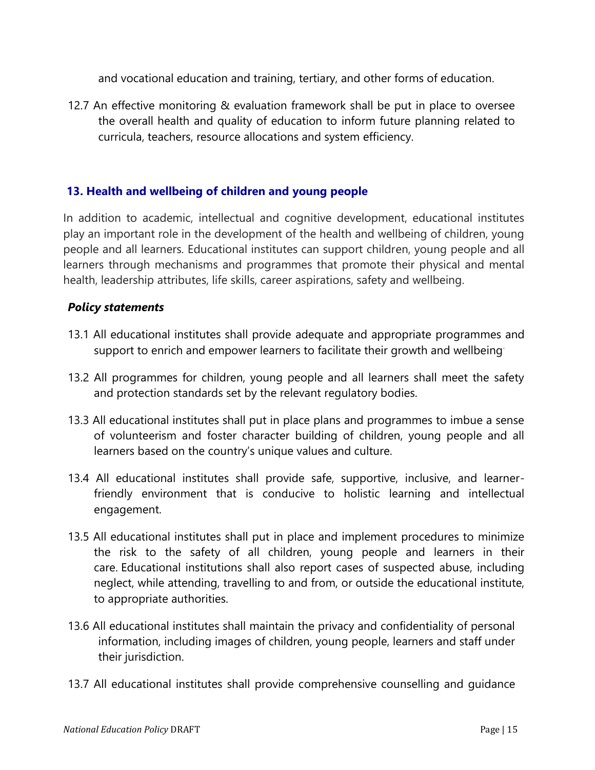and vocational education and training, tertiary, and other forms of education.

12.7 An effective monitoring & evaluation framework shall be put in place to oversee the overall health and quality of education to inform future planning related to curricula, teachers, resource allocations and system efficiency.

## 13. Health and wellbeing of children and young people

In addition to academic, intellectual and cognitive development, educational institutes play an important role in the development of the health and wellbeing of children, young people and all learners. Educational institutes can support children, young people and all learners through mechanisms and programmes that promote their physical and mental health, leadership attributes, life skills, career aspirations, safety and wellbeing.

### *Policy statements*

13.1 All educational institutes shall provide adequate and appropriate programmes and support to enrich and empower learners to facilitate their growth and wellbeing.

13.2 All programmes for children, young people and all learners shall meet the safety and protection standards set by the relevant regulatory bodies.

13.3 All educational institutes shall put in place plans and programmes to imbue a sense of volunteerism and foster character building of children, young people and all learners based on the country's unique values and culture.

13.4 All educational institutes shall provide safe, supportive, inclusive, and learner-friendly environment that is conducive to holistic learning and intellectual engagement.

13.5 All educational institutes shall put in place and implement procedures to minimize the risk to the safety of all children, young people and learners in their care. Educational institutions shall also report cases of suspected abuse, including neglect, while attending, travelling to and from, or outside the educational institute, to appropriate authorities.

13.6 All educational institutes shall maintain the privacy and confidentiality of personal information, including images of children, young people, learners and staff under their jurisdiction.

13.7 All educational institutes shall provide comprehensive counselling and guidance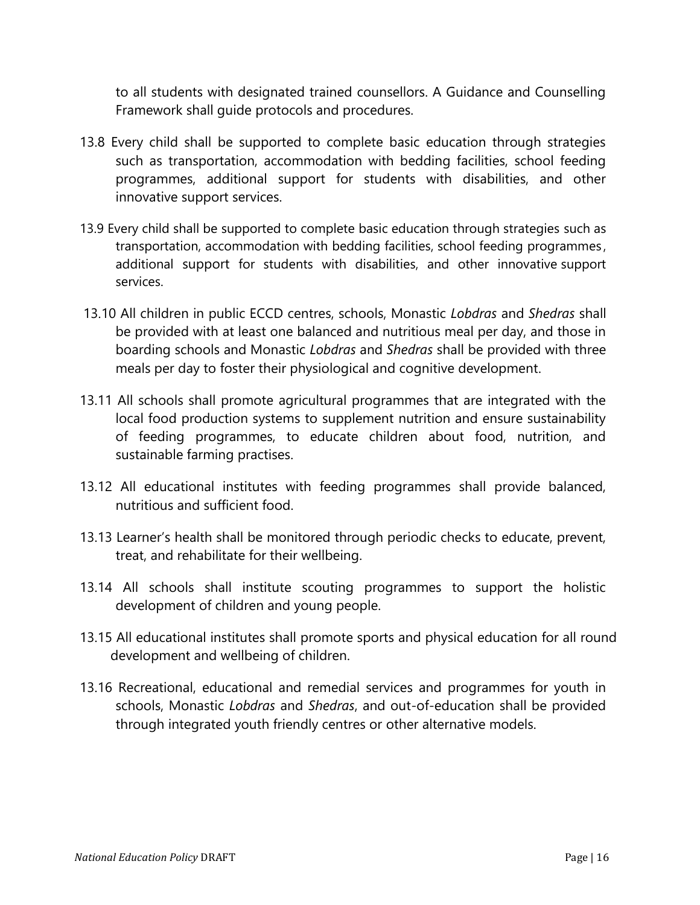to all students with designated trained counsellors. A Guidance and Counselling Framework shall guide protocols and procedures.

13.8 Every child shall be supported to complete basic education through strategies such as transportation, accommodation with bedding facilities, school feeding programmes, additional support for students with disabilities, and other innovative support services.

13.9 Every child shall be supported to complete basic education through strategies such as transportation, accommodation with bedding facilities, school feeding programmes, additional support for students with disabilities, and other innovative support services.

13.10 All children in public ECCD centres, schools, Monastic *Lobdras* and *Shedras* shall be provided with at least one balanced and nutritious meal per day, and those in boarding schools and Monastic *Lobdras* and *Shedras* shall be provided with three meals per day to foster their physiological and cognitive development.

13.11 All schools shall promote agricultural programmes that are integrated with the local food production systems to supplement nutrition and ensure sustainability of feeding programmes, to educate children about food, nutrition, and sustainable farming practises.

13.12 All educational institutes with feeding programmes shall provide balanced, nutritious and sufficient food.

13.13 Learner's health shall be monitored through periodic checks to educate, prevent, treat, and rehabilitate for their wellbeing.

13.14 All schools shall institute scouting programmes to support the holistic development of children and young people.

13.15 All educational institutes shall promote sports and physical education for all round development and wellbeing of children.

13.16 Recreational, educational and remedial services and programmes for youth in schools, Monastic *Lobdras* and *Shedras*, and out-of-education shall be provided through integrated youth friendly centres or other alternative models.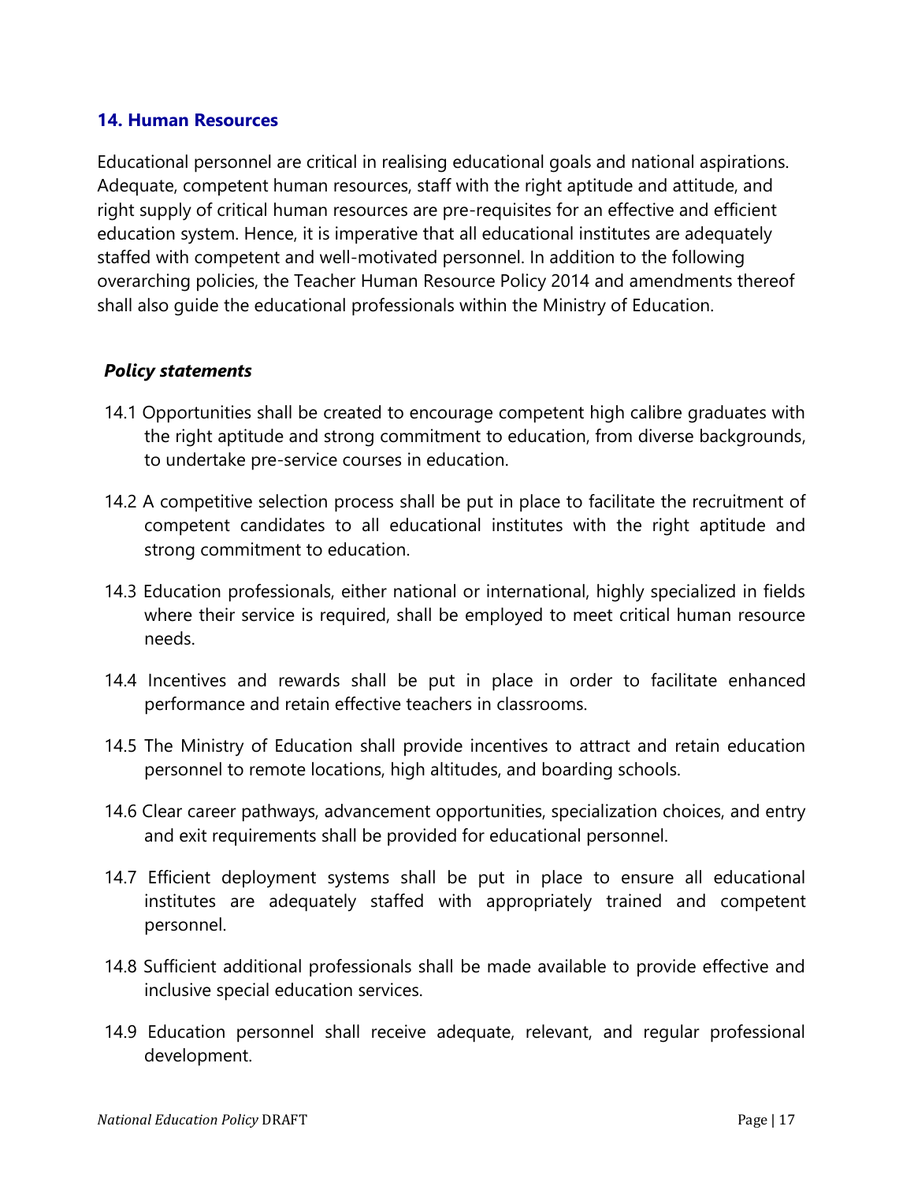## 14. Human Resources

Educational personnel are critical in realising educational goals and national aspirations. Adequate, competent human resources, staff with the right aptitude and attitude, and right supply of critical human resources are pre-requisites for an effective and efficient education system. Hence, it is imperative that all educational institutes are adequately staffed with competent and well-motivated personnel. In addition to the following overarching policies, the Teacher Human Resource Policy 2014 and amendments thereof shall also guide the educational professionals within the Ministry of Education.

### *Policy statements*

14.1 Opportunities shall be created to encourage competent high calibre graduates with the right aptitude and strong commitment to education, from diverse backgrounds, to undertake pre-service courses in education.

14.2 A competitive selection process shall be put in place to facilitate the recruitment of competent candidates to all educational institutes with the right aptitude and strong commitment to education.

14.3 Education professionals, either national or international, highly specialized in fields where their service is required, shall be employed to meet critical human resource needs.

14.4 Incentives and rewards shall be put in place in order to facilitate enhanced performance and retain effective teachers in classrooms.

14.5 The Ministry of Education shall provide incentives to attract and retain education personnel to remote locations, high altitudes, and boarding schools.

14.6 Clear career pathways, advancement opportunities, specialization choices, and entry and exit requirements shall be provided for educational personnel.

14.7 Efficient deployment systems shall be put in place to ensure all educational institutes are adequately staffed with appropriately trained and competent personnel.

14.8 Sufficient additional professionals shall be made available to provide effective and inclusive special education services.

14.9 Education personnel shall receive adequate, relevant, and regular professional development.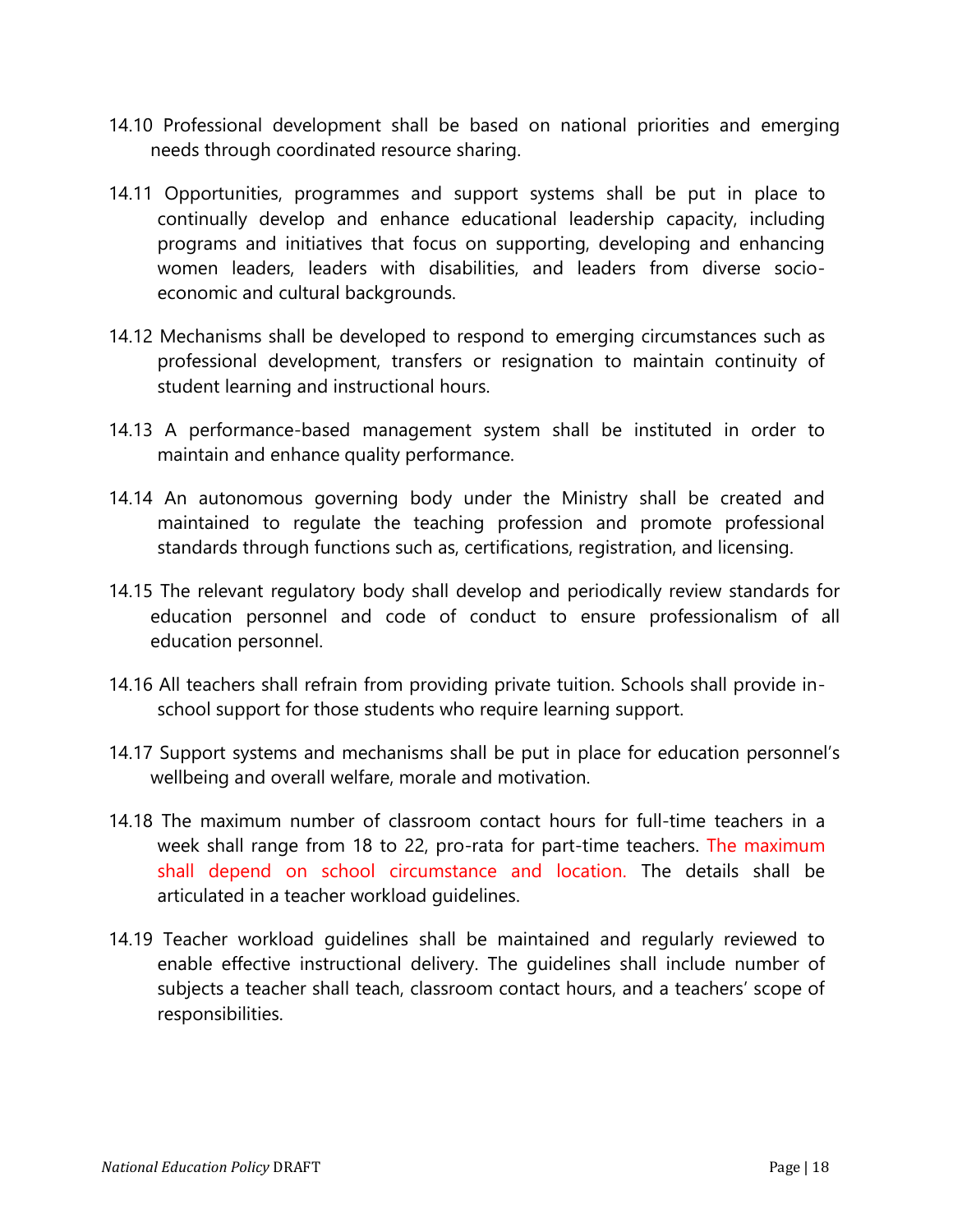14.10 Professional development shall be based on national priorities and emerging needs through coordinated resource sharing.

14.11 Opportunities, programmes and support systems shall be put in place to continually develop and enhance educational leadership capacity, including programs and initiatives that focus on supporting, developing and enhancing women leaders, leaders with disabilities, and leaders from diverse socio-economic and cultural backgrounds.

14.12 Mechanisms shall be developed to respond to emerging circumstances such as professional development, transfers or resignation to maintain continuity of student learning and instructional hours.

14.13 A performance-based management system shall be instituted in order to maintain and enhance quality performance.

14.14 An autonomous governing body under the Ministry shall be created and maintained to regulate the teaching profession and promote professional standards through functions such as, certifications, registration, and licensing.

14.15 The relevant regulatory body shall develop and periodically review standards for education personnel and code of conduct to ensure professionalism of all education personnel.

14.16 All teachers shall refrain from providing private tuition. Schools shall provide in-school support for those students who require learning support.

14.17 Support systems and mechanisms shall be put in place for education personnel's wellbeing and overall welfare, morale and motivation.

14.18 The maximum number of classroom contact hours for full-time teachers in a week shall range from 18 to 22, pro-rata for part-time teachers. The maximum shall depend on school circumstance and location. The details shall be articulated in a teacher workload guidelines.

14.19 Teacher workload guidelines shall be maintained and regularly reviewed to enable effective instructional delivery. The guidelines shall include number of subjects a teacher shall teach, classroom contact hours, and a teachers' scope of responsibilities.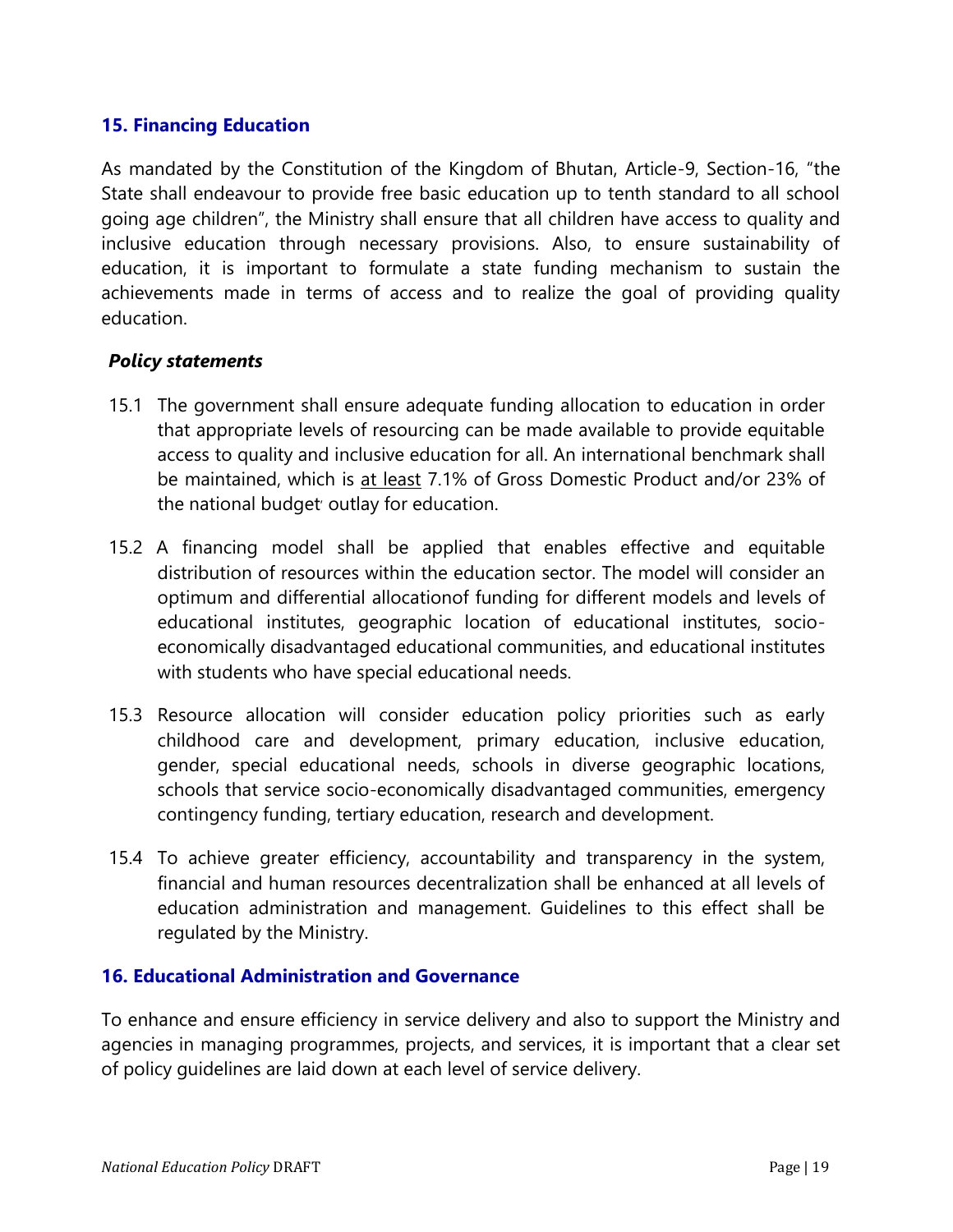## 15. Financing Education

As mandated by the Constitution of the Kingdom of Bhutan, Article-9, Section-16, "the State shall endeavour to provide free basic education up to tenth standard to all school going age children", the Ministry shall ensure that all children have access to quality and inclusive education through necessary provisions. Also, to ensure sustainability of education, it is important to formulate a state funding mechanism to sustain the achievements made in terms of access and to realize the goal of providing quality education.

***Policy statements***

15.1 The government shall ensure adequate funding allocation to education in order that appropriate levels of resourcing can be made available to provide equitable access to quality and inclusive education for all. An international benchmark shall be maintained, which is <u>at least</u> 7.1% of Gross Domestic Product and/or 23% of the national budget outlay for education.

15.2 A financing model shall be applied that enables effective and equitable distribution of resources within the education sector. The model will consider an optimum and differential allocationof funding for different models and levels of educational institutes, geographic location of educational institutes, socio-economically disadvantaged educational communities, and educational institutes with students who have special educational needs.

15.3 Resource allocation will consider education policy priorities such as early childhood care and development, primary education, inclusive education, gender, special educational needs, schools in diverse geographic locations, schools that service socio-economically disadvantaged communities, emergency contingency funding, tertiary education, research and development.

15.4 To achieve greater efficiency, accountability and transparency in the system, financial and human resources decentralization shall be enhanced at all levels of education administration and management. Guidelines to this effect shall be regulated by the Ministry.

## 16. Educational Administration and Governance

To enhance and ensure efficiency in service delivery and also to support the Ministry and agencies in managing programmes, projects, and services, it is important that a clear set of policy guidelines are laid down at each level of service delivery.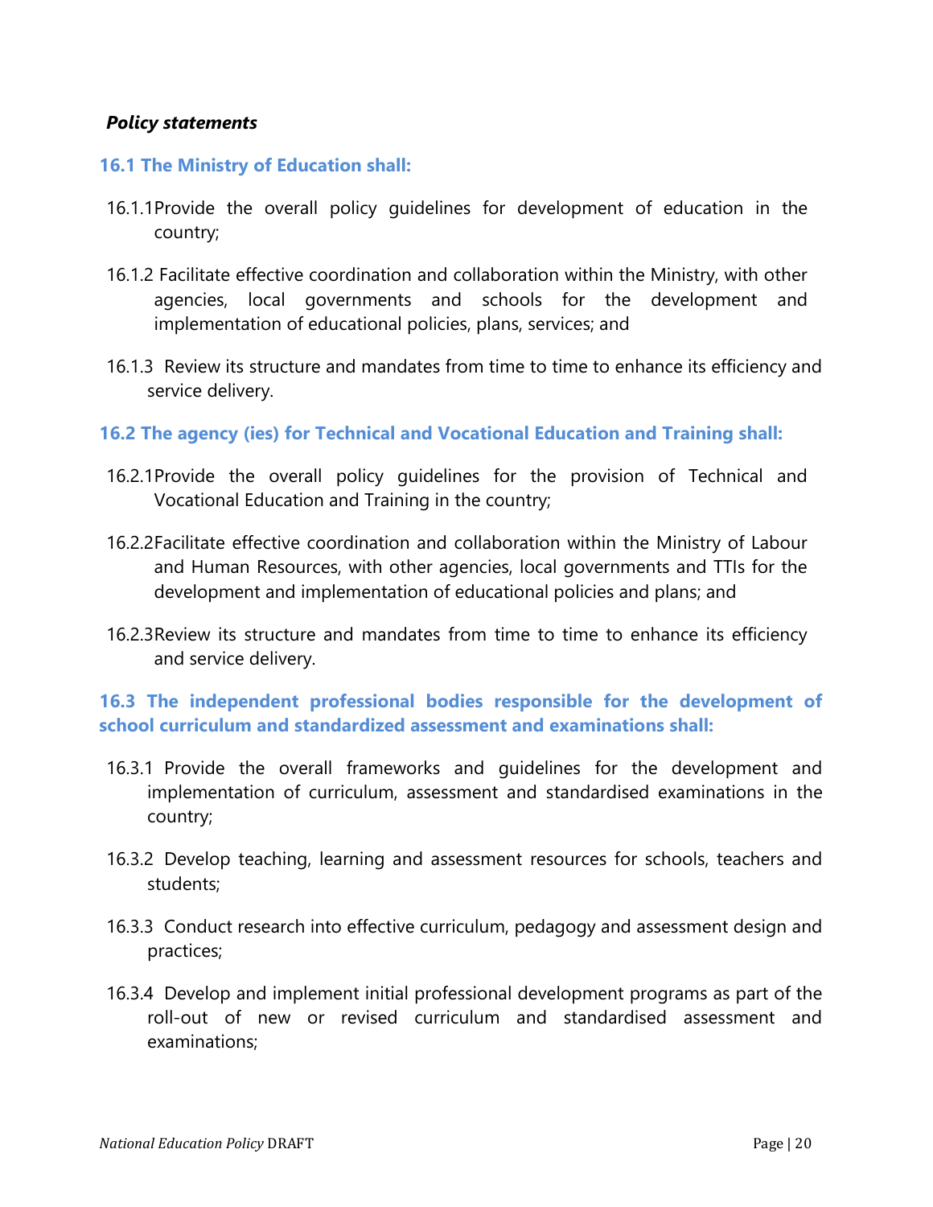***Policy statements***

### 16.1 The Ministry of Education shall:

16.1.1 Provide the overall policy guidelines for development of education in the country;

16.1.2 Facilitate effective coordination and collaboration within the Ministry, with other agencies, local governments and schools for the development and implementation of educational policies, plans, services; and

16.1.3 Review its structure and mandates from time to time to enhance its efficiency and service delivery.

### 16.2 The agency (ies) for Technical and Vocational Education and Training shall:

16.2.1 Provide the overall policy guidelines for the provision of Technical and Vocational Education and Training in the country;

16.2.2 Facilitate effective coordination and collaboration within the Ministry of Labour and Human Resources, with other agencies, local governments and TTIs for the development and implementation of educational policies and plans; and

16.2.3 Review its structure and mandates from time to time to enhance its efficiency and service delivery.

### 16.3 The independent professional bodies responsible for the development of school curriculum and standardized assessment and examinations shall:

16.3.1 Provide the overall frameworks and guidelines for the development and implementation of curriculum, assessment and standardised examinations in the country;

16.3.2 Develop teaching, learning and assessment resources for schools, teachers and students;

16.3.3 Conduct research into effective curriculum, pedagogy and assessment design and practices;

16.3.4 Develop and implement initial professional development programs as part of the roll-out of new or revised curriculum and standardised assessment and examinations;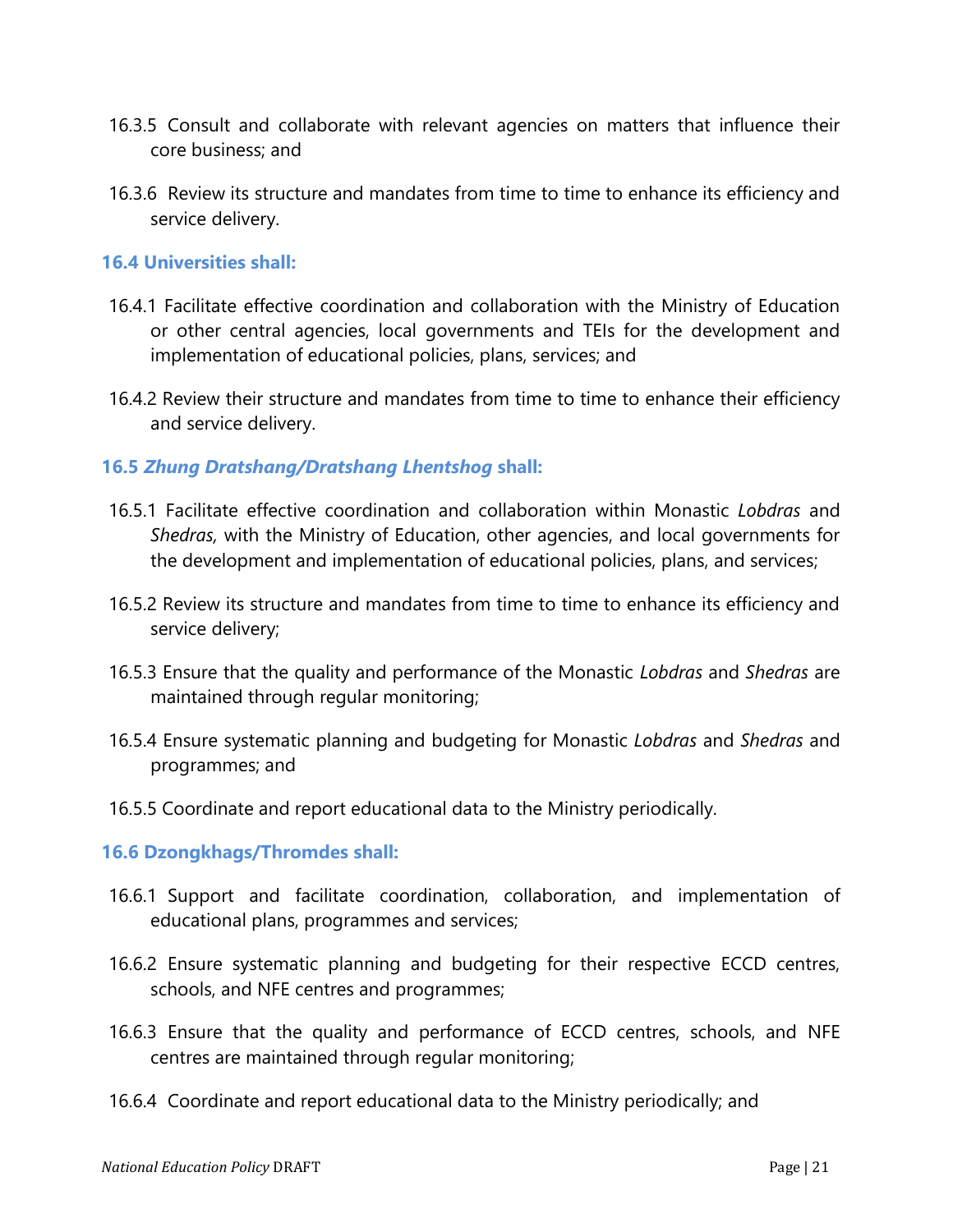16.3.5 Consult and collaborate with relevant agencies on matters that influence their core business; and

16.3.6 Review its structure and mandates from time to time to enhance its efficiency and service delivery.

### 16.4 Universities shall:

16.4.1 Facilitate effective coordination and collaboration with the Ministry of Education or other central agencies, local governments and TEIs for the development and implementation of educational policies, plans, services; and

16.4.2 Review their structure and mandates from time to time to enhance their efficiency and service delivery.

### 16.5 *Zhung Dratshang/Dratshang Lhentshog* shall:

16.5.1 Facilitate effective coordination and collaboration within Monastic *Lobdras* and *Shedras*, with the Ministry of Education, other agencies, and local governments for the development and implementation of educational policies, plans, and services;

16.5.2 Review its structure and mandates from time to time to enhance its efficiency and service delivery;

16.5.3 Ensure that the quality and performance of the Monastic *Lobdras* and *Shedras* are maintained through regular monitoring;

16.5.4 Ensure systematic planning and budgeting for Monastic *Lobdras* and *Shedras* and programmes; and

16.5.5 Coordinate and report educational data to the Ministry periodically.

### 16.6 Dzongkhags/Thromdes shall:

16.6.1 Support and facilitate coordination, collaboration, and implementation of educational plans, programmes and services;

16.6.2 Ensure systematic planning and budgeting for their respective ECCD centres, schools, and NFE centres and programmes;

16.6.3 Ensure that the quality and performance of ECCD centres, schools, and NFE centres are maintained through regular monitoring;

16.6.4 Coordinate and report educational data to the Ministry periodically; and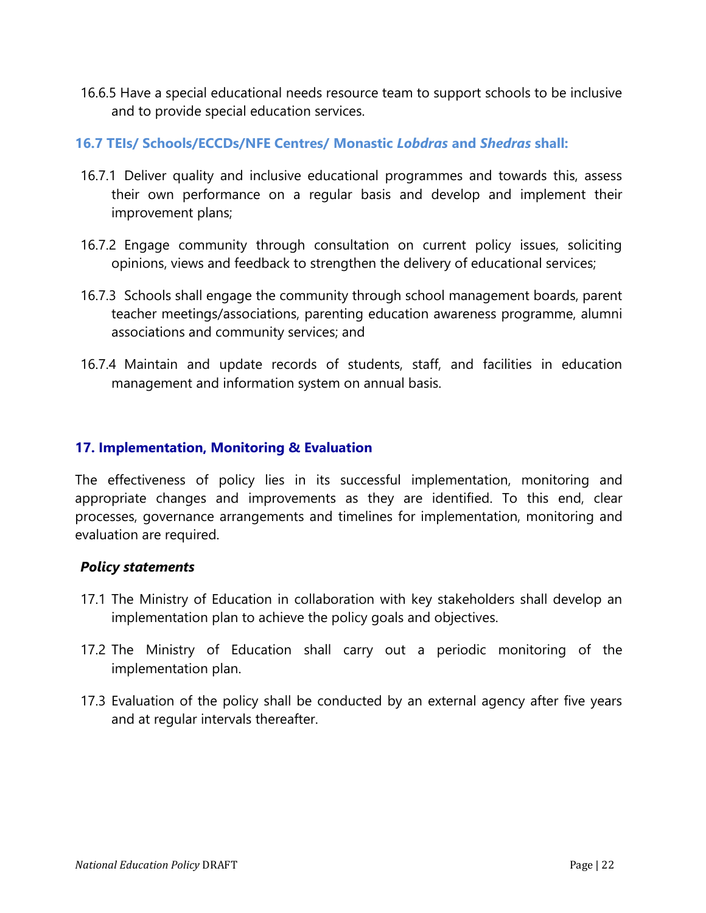16.6.5 Have a special educational needs resource team to support schools to be inclusive and to provide special education services.

### 16.7 TEIs/ Schools/ECCDs/NFE Centres/ Monastic *Lobdras* and *Shedras* shall:

16.7.1 Deliver quality and inclusive educational programmes and towards this, assess their own performance on a regular basis and develop and implement their improvement plans;

16.7.2 Engage community through consultation on current policy issues, soliciting opinions, views and feedback to strengthen the delivery of educational services;

16.7.3 Schools shall engage the community through school management boards, parent teacher meetings/associations, parenting education awareness programme, alumni associations and community services; and

16.7.4 Maintain and update records of students, staff, and facilities in education management and information system on annual basis.

## 17. Implementation, Monitoring & Evaluation

The effectiveness of policy lies in its successful implementation, monitoring and appropriate changes and improvements as they are identified. To this end, clear processes, governance arrangements and timelines for implementation, monitoring and evaluation are required.

***Policy statements***

17.1 The Ministry of Education in collaboration with key stakeholders shall develop an implementation plan to achieve the policy goals and objectives.

17.2 The Ministry of Education shall carry out a periodic monitoring of the implementation plan.

17.3 Evaluation of the policy shall be conducted by an external agency after five years and at regular intervals thereafter.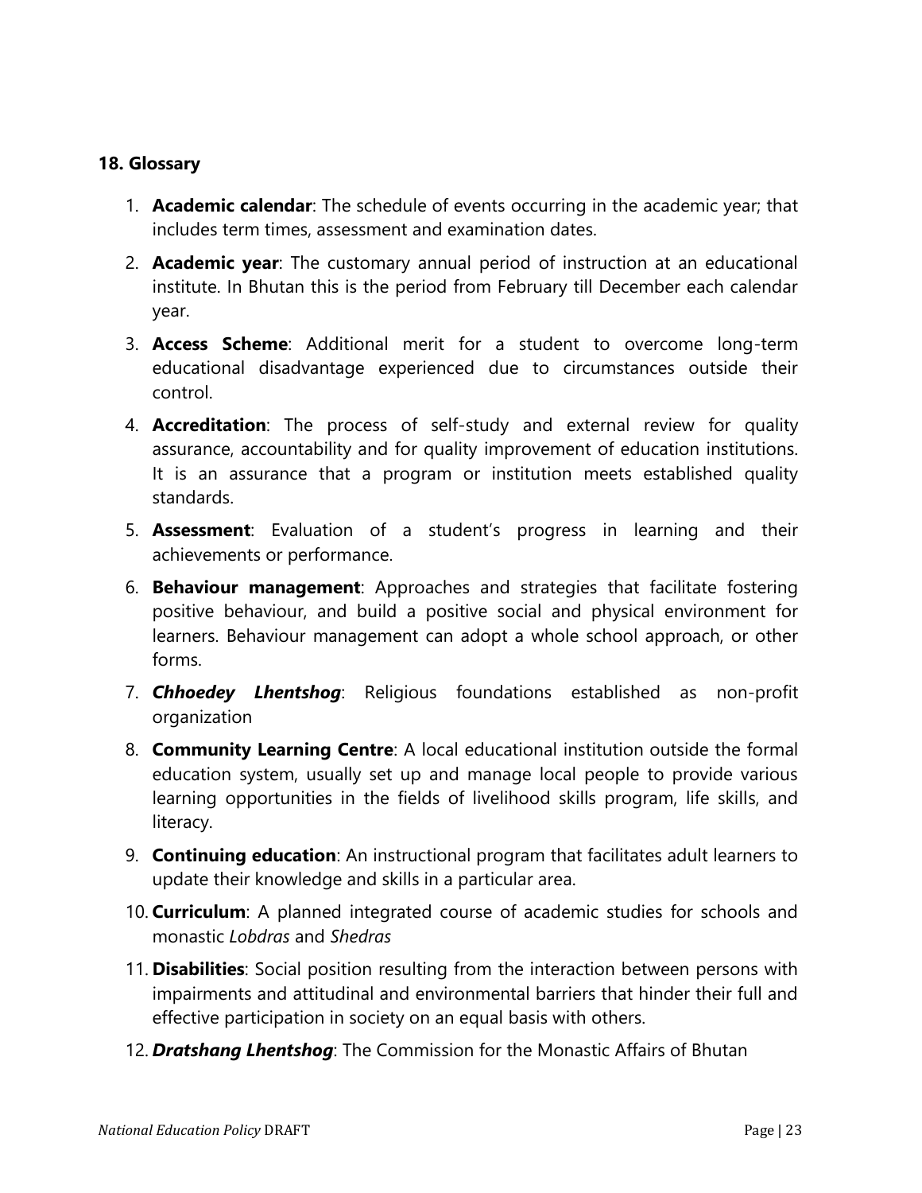## 18. Glossary

1. **Academic calendar**: The schedule of events occurring in the academic year; that includes term times, assessment and examination dates.
2. **Academic year**: The customary annual period of instruction at an educational institute. In Bhutan this is the period from February till December each calendar year.
3. **Access Scheme**: Additional merit for a student to overcome long-term educational disadvantage experienced due to circumstances outside their control.
4. **Accreditation**: The process of self-study and external review for quality assurance, accountability and for quality improvement of education institutions. It is an assurance that a program or institution meets established quality standards.
5. **Assessment**: Evaluation of a student's progress in learning and their achievements or performance.
6. **Behaviour management**: Approaches and strategies that facilitate fostering positive behaviour, and build a positive social and physical environment for learners. Behaviour management can adopt a whole school approach, or other forms.
7. ***Chhoedey Lhentshog***: Religious foundations established as non-profit organization
8. **Community Learning Centre**: A local educational institution outside the formal education system, usually set up and manage local people to provide various learning opportunities in the fields of livelihood skills program, life skills, and literacy.
9. **Continuing education**: An instructional program that facilitates adult learners to update their knowledge and skills in a particular area.
10. **Curriculum**: A planned integrated course of academic studies for schools and monastic *Lobdras* and *Shedras*
11. **Disabilities**: Social position resulting from the interaction between persons with impairments and attitudinal and environmental barriers that hinder their full and effective participation in society on an equal basis with others.
12. ***Dratshang Lhentshog***: The Commission for the Monastic Affairs of Bhutan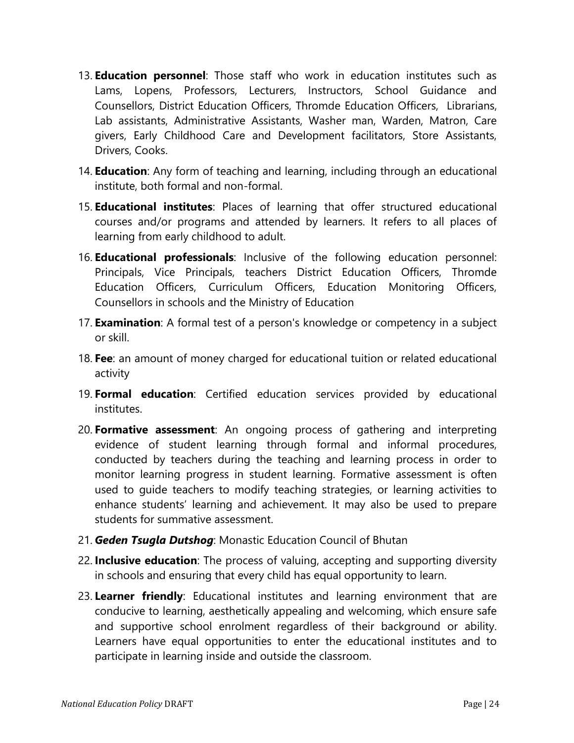13. **Education personnel**: Those staff who work in education institutes such as Lams, Lopens, Professors, Lecturers, Instructors, School Guidance and Counsellors, District Education Officers, Thromde Education Officers, Librarians, Lab assistants, Administrative Assistants, Washer man, Warden, Matron, Care givers, Early Childhood Care and Development facilitators, Store Assistants, Drivers, Cooks.

14. **Education**: Any form of teaching and learning, including through an educational institute, both formal and non-formal.

15. **Educational institutes**: Places of learning that offer structured educational courses and/or programs and attended by learners. It refers to all places of learning from early childhood to adult.

16. **Educational professionals**: Inclusive of the following education personnel: Principals, Vice Principals, teachers District Education Officers, Thromde Education Officers, Curriculum Officers, Education Monitoring Officers, Counsellors in schools and the Ministry of Education

17. **Examination**: A formal test of a person's knowledge or competency in a subject or skill.

18. **Fee**: an amount of money charged for educational tuition or related educational activity

19. **Formal education**: Certified education services provided by educational institutes.

20. **Formative assessment**: An ongoing process of gathering and interpreting evidence of student learning through formal and informal procedures, conducted by teachers during the teaching and learning process in order to monitor learning progress in student learning. Formative assessment is often used to guide teachers to modify teaching strategies, or learning activities to enhance students' learning and achievement. It may also be used to prepare students for summative assessment.

21. ***Geden Tsugla Dutshog***: Monastic Education Council of Bhutan

22. **Inclusive education**: The process of valuing, accepting and supporting diversity in schools and ensuring that every child has equal opportunity to learn.

23. **Learner friendly**: Educational institutes and learning environment that are conducive to learning, aesthetically appealing and welcoming, which ensure safe and supportive school enrolment regardless of their background or ability. Learners have equal opportunities to enter the educational institutes and to participate in learning inside and outside the classroom.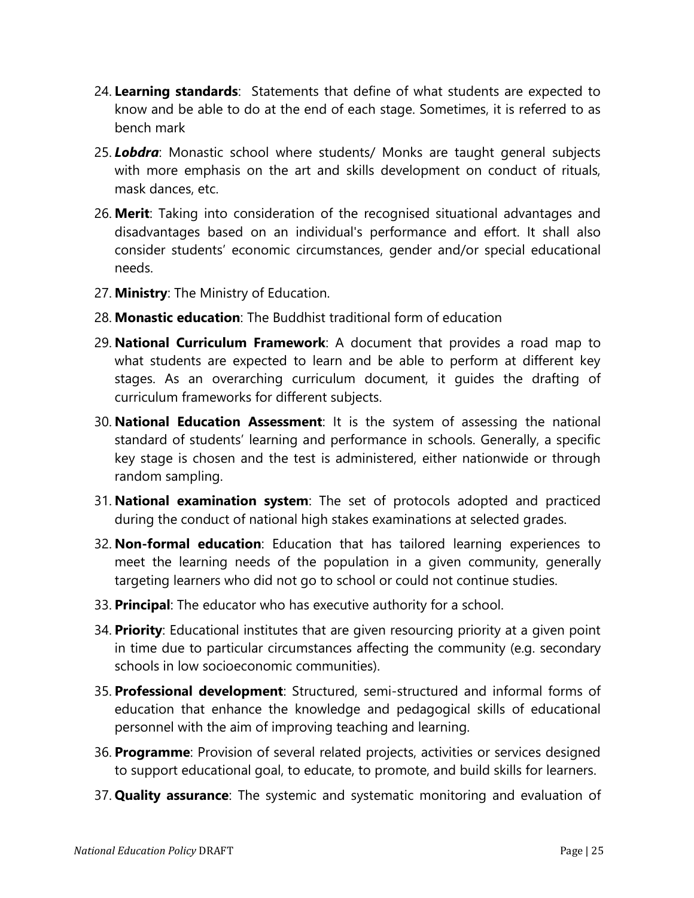24. **Learning standards**:  Statements that define of what students are expected to know and be able to do at the end of each stage. Sometimes, it is referred to as bench mark

25. ***Lobdra***: Monastic school where students/ Monks are taught general subjects with more emphasis on the art and skills development on conduct of rituals, mask dances, etc.

26. **Merit**: Taking into consideration of the recognised situational advantages and disadvantages based on an individual's performance and effort. It shall also consider students' economic circumstances, gender and/or special educational needs.

27. **Ministry**: The Ministry of Education.

28. **Monastic education**: The Buddhist traditional form of education

29. **National Curriculum Framework**: A document that provides a road map to what students are expected to learn and be able to perform at different key stages. As an overarching curriculum document, it guides the drafting of curriculum frameworks for different subjects.

30. **National Education Assessment**: It is the system of assessing the national standard of students' learning and performance in schools. Generally, a specific key stage is chosen and the test is administered, either nationwide or through random sampling.

31. **National examination system**: The set of protocols adopted and practiced during the conduct of national high stakes examinations at selected grades.

32. **Non-formal education**: Education that has tailored learning experiences to meet the learning needs of the population in a given community, generally targeting learners who did not go to school or could not continue studies.

33. **Principal**: The educator who has executive authority for a school.

34. **Priority**: Educational institutes that are given resourcing priority at a given point in time due to particular circumstances affecting the community (e.g. secondary schools in low socioeconomic communities).

35. **Professional development**: Structured, semi-structured and informal forms of education that enhance the knowledge and pedagogical skills of educational personnel with the aim of improving teaching and learning.

36. **Programme**: Provision of several related projects, activities or services designed to support educational goal, to educate, to promote, and build skills for learners.

37. **Quality assurance**: The systemic and systematic monitoring and evaluation of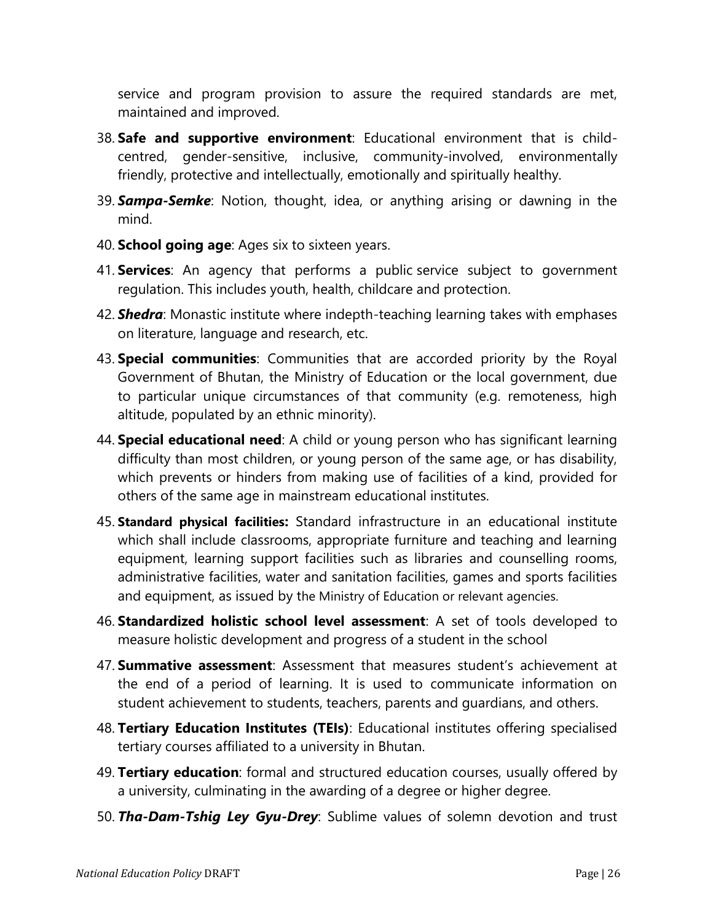service and program provision to assure the required standards are met, maintained and improved.

38. **Safe and supportive environment**: Educational environment that is child-centred, gender-sensitive, inclusive, community-involved, environmentally friendly, protective and intellectually, emotionally and spiritually healthy.
39. ***Sampa-Semke***: Notion, thought, idea, or anything arising or dawning in the mind.
40. **School going age**: Ages six to sixteen years.
41. **Services**: An agency that performs a public service subject to government regulation. This includes youth, health, childcare and protection.
42. ***Shedra***: Monastic institute where indepth-teaching learning takes with emphases on literature, language and research, etc.
43. **Special communities**: Communities that are accorded priority by the Royal Government of Bhutan, the Ministry of Education or the local government, due to particular unique circumstances of that community (e.g. remoteness, high altitude, populated by an ethnic minority).
44. **Special educational need**: A child or young person who has significant learning difficulty than most children, or young person of the same age, or has disability, which prevents or hinders from making use of facilities of a kind, provided for others of the same age in mainstream educational institutes.
45. **Standard physical facilities:** Standard infrastructure in an educational institute which shall include classrooms, appropriate furniture and teaching and learning equipment, learning support facilities such as libraries and counselling rooms, administrative facilities, water and sanitation facilities, games and sports facilities and equipment, as issued by the Ministry of Education or relevant agencies.
46. **Standardized holistic school level assessment**: A set of tools developed to measure holistic development and progress of a student in the school
47. **Summative assessment**: Assessment that measures student's achievement at the end of a period of learning. It is used to communicate information on student achievement to students, teachers, parents and guardians, and others.
48. **Tertiary Education Institutes (TEIs)**: Educational institutes offering specialised tertiary courses affiliated to a university in Bhutan.
49. **Tertiary education**: formal and structured education courses, usually offered by a university, culminating in the awarding of a degree or higher degree.
50. ***Tha-Dam-Tshig Ley Gyu-Drey***: Sublime values of solemn devotion and trust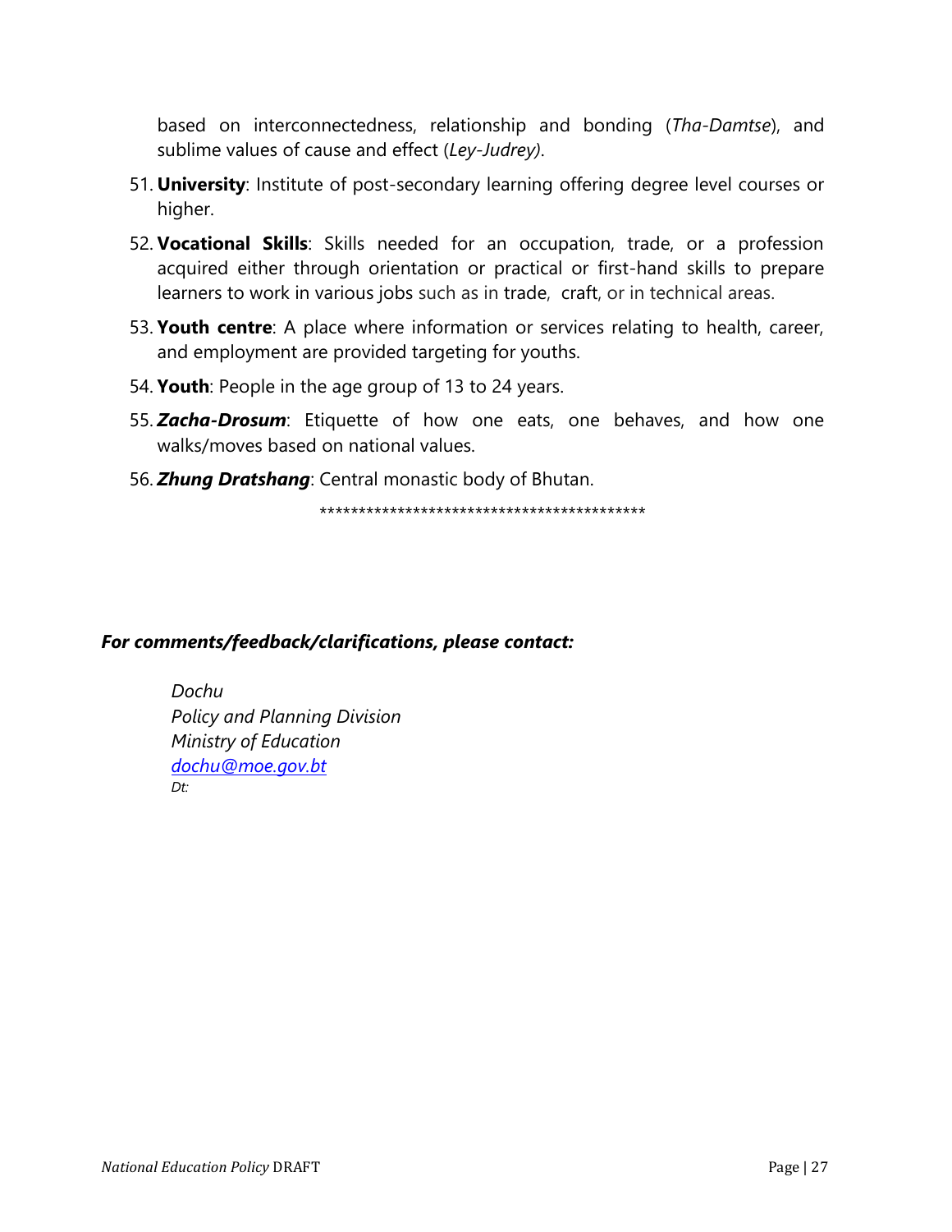based on interconnectedness, relationship and bonding (*Tha-Damtse*), and sublime values of cause and effect (*Ley-Judrey)*.

51. **University**: Institute of post-secondary learning offering degree level courses or higher.
52. **Vocational Skills**: Skills needed for an occupation, trade, or a profession acquired either through orientation or practical or first-hand skills to prepare learners to work in various jobs such as in trade, craft, or in technical areas.
53. **Youth centre**: A place where information or services relating to health, career, and employment are provided targeting for youths.
54. **Youth**: People in the age group of 13 to 24 years.
55. ***Zacha-Drosum***: Etiquette of how one eats, one behaves, and how one walks/moves based on national values.
56. ***Zhung Dratshang***: Central monastic body of Bhutan.

******************************************

***For comments/feedback/clarifications, please contact:***

*Dochu*
*Policy and Planning Division*
*Ministry of Education*
*dochu@moe.gov.bt*
*Dt:*